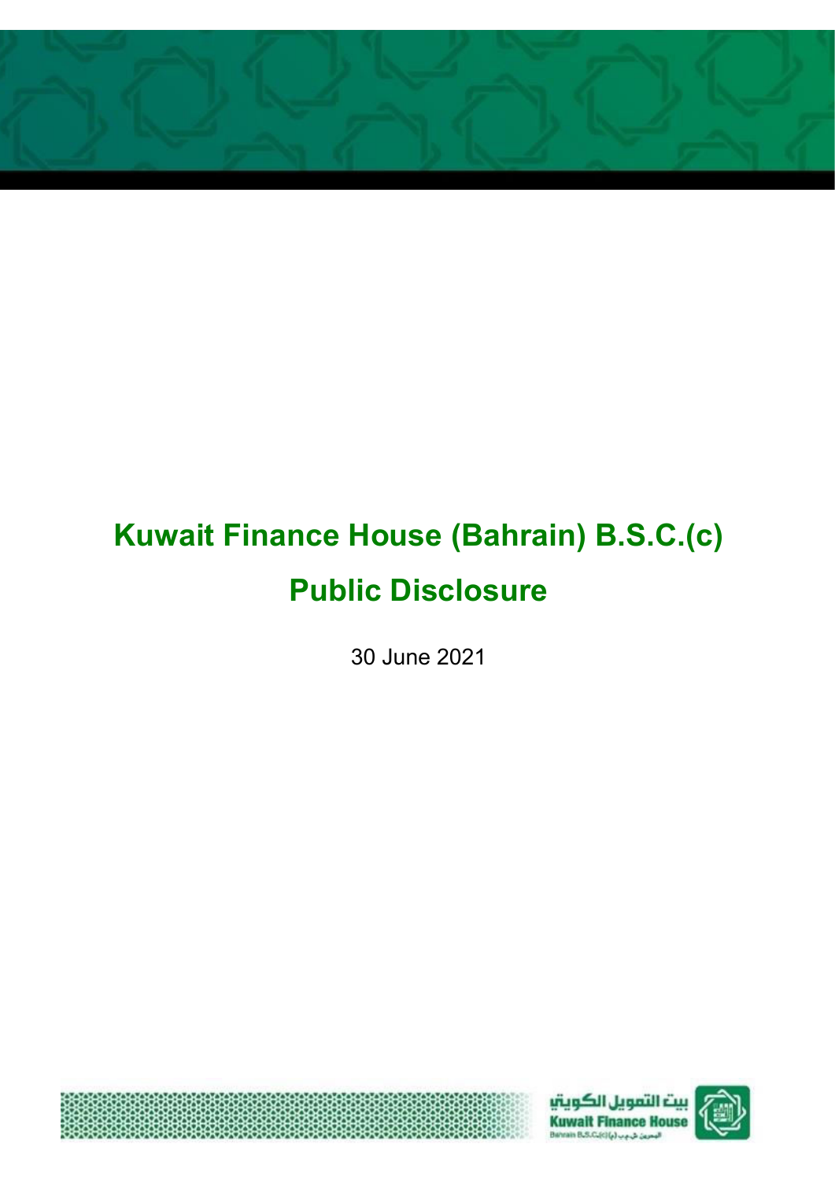# Kuwait Finance House (Bahrain) B.S.C.(c)

# Public Disclosure

30 June 2021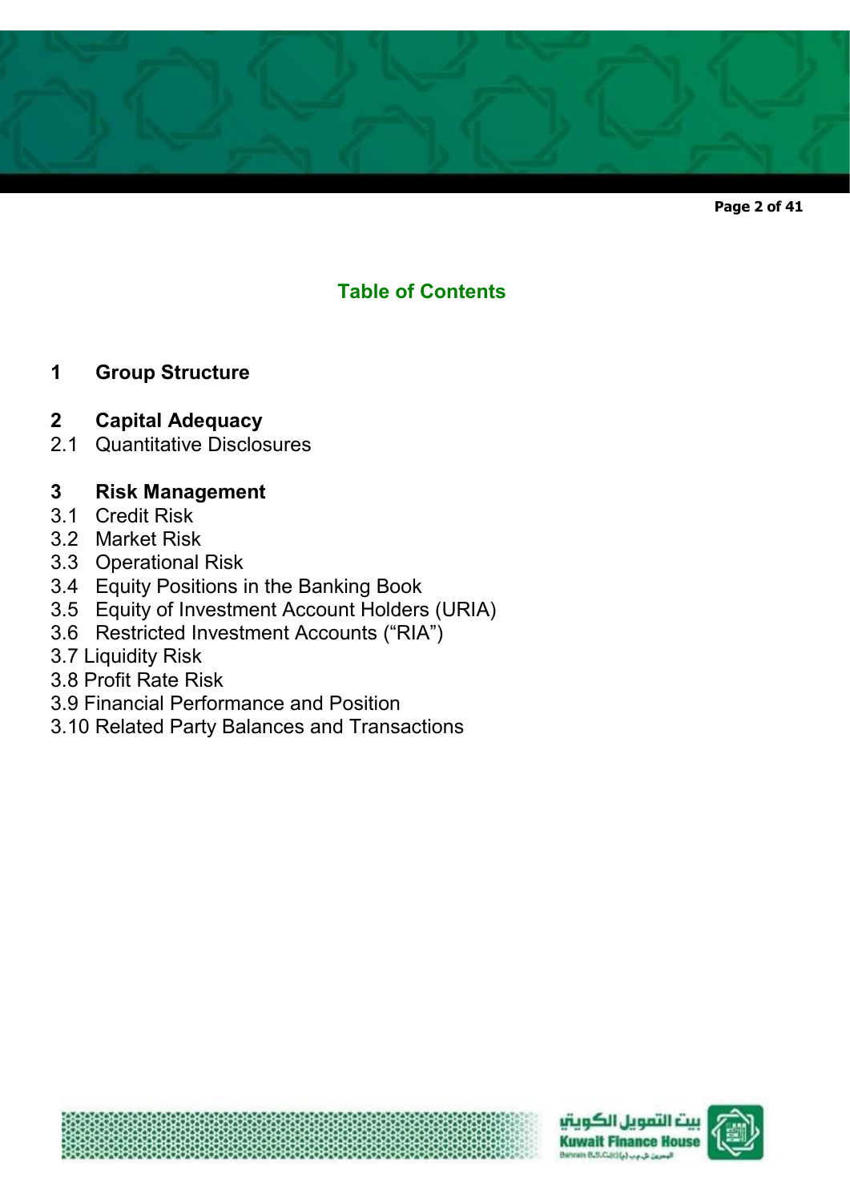# Table of Contents

**1 Group Structure**

**2 Capital Adequacy**

2.1 Quantitative Disclosures

**3 Risk Management**

3.1 Credit Risk

3.2 Market Risk

3.3 Operational Risk

3.4 Equity Positions in the Banking Book

3.5 Equity of Investment Account Holders (URIA)

3.6 Restricted Investment Accounts ("RIA")

3.7 Liquidity Risk

3.8 Profit Rate Risk

3.9 Financial Performance and Position

3.10 Related Party Balances and Transactions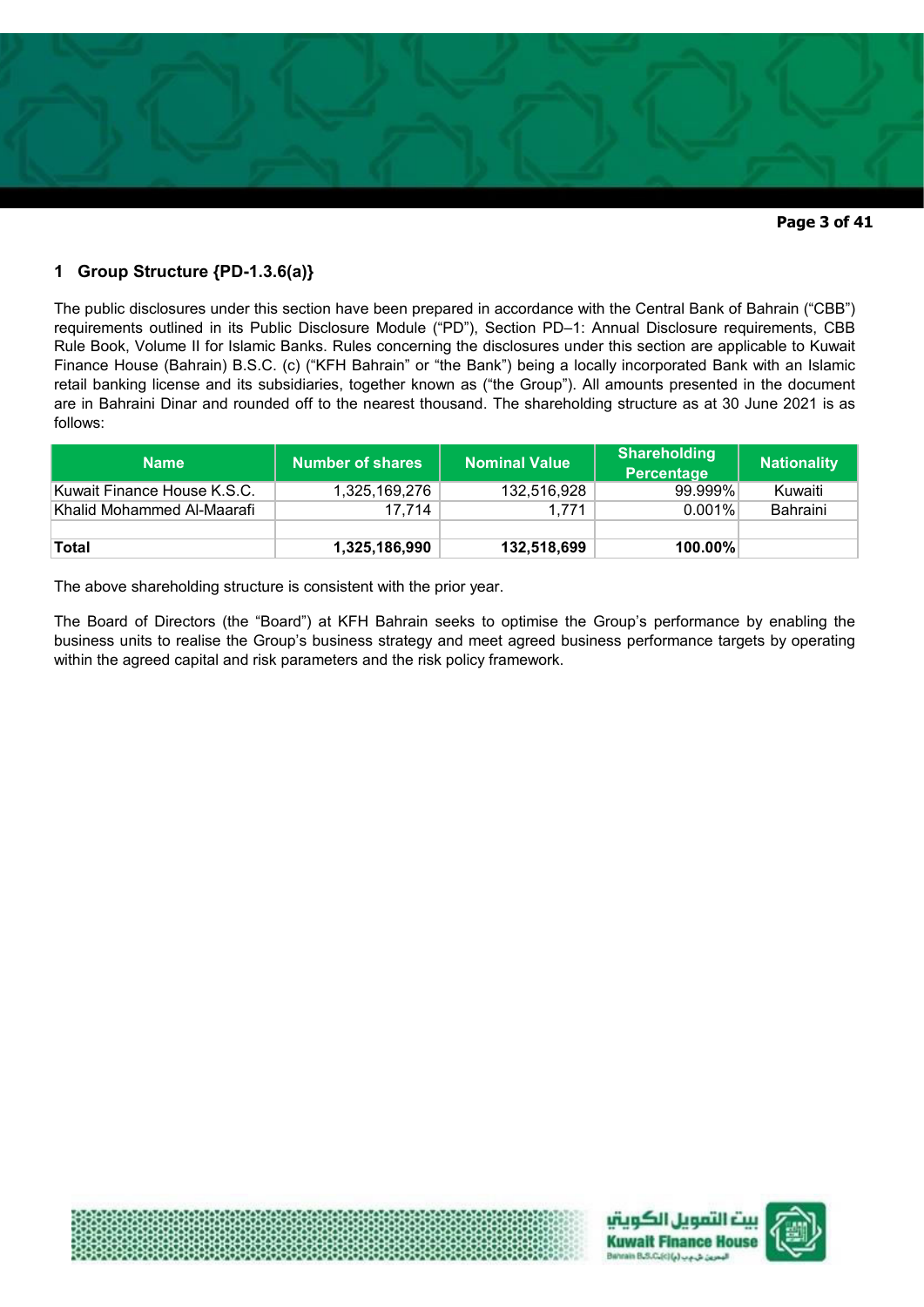## 1 Group Structure {PD-1.3.6(a)}

The public disclosures under this section have been prepared in accordance with the Central Bank of Bahrain ("CBB") requirements outlined in its Public Disclosure Module ("PD"), Section PD–1: Annual Disclosure requirements, CBB Rule Book, Volume II for Islamic Banks. Rules concerning the disclosures under this section are applicable to Kuwait Finance House (Bahrain) B.S.C. (c) ("KFH Bahrain" or "the Bank") being a locally incorporated Bank with an Islamic retail banking license and its subsidiaries, together known as ("the Group"). All amounts presented in the document are in Bahraini Dinar and rounded off to the nearest thousand. The shareholding structure as at 30 June 2021 is as follows:

| Name | Number of shares | Nominal Value | Shareholding Percentage | Nationality |
|---|---|---|---|---|
| Kuwait Finance House K.S.C. | 1,325,169,276 | 132,516,928 | 99.999% | Kuwaiti |
| Khalid Mohammed Al-Maarafi | 17,714 | 1,771 | 0.001% | Bahraini |
| | | | | |
| **Total** | **1,325,186,990** | **132,518,699** | **100.00%** | |

The above shareholding structure is consistent with the prior year.

The Board of Directors (the "Board") at KFH Bahrain seeks to optimise the Group's performance by enabling the business units to realise the Group's business strategy and meet agreed business performance targets by operating within the agreed capital and risk parameters and the risk policy framework.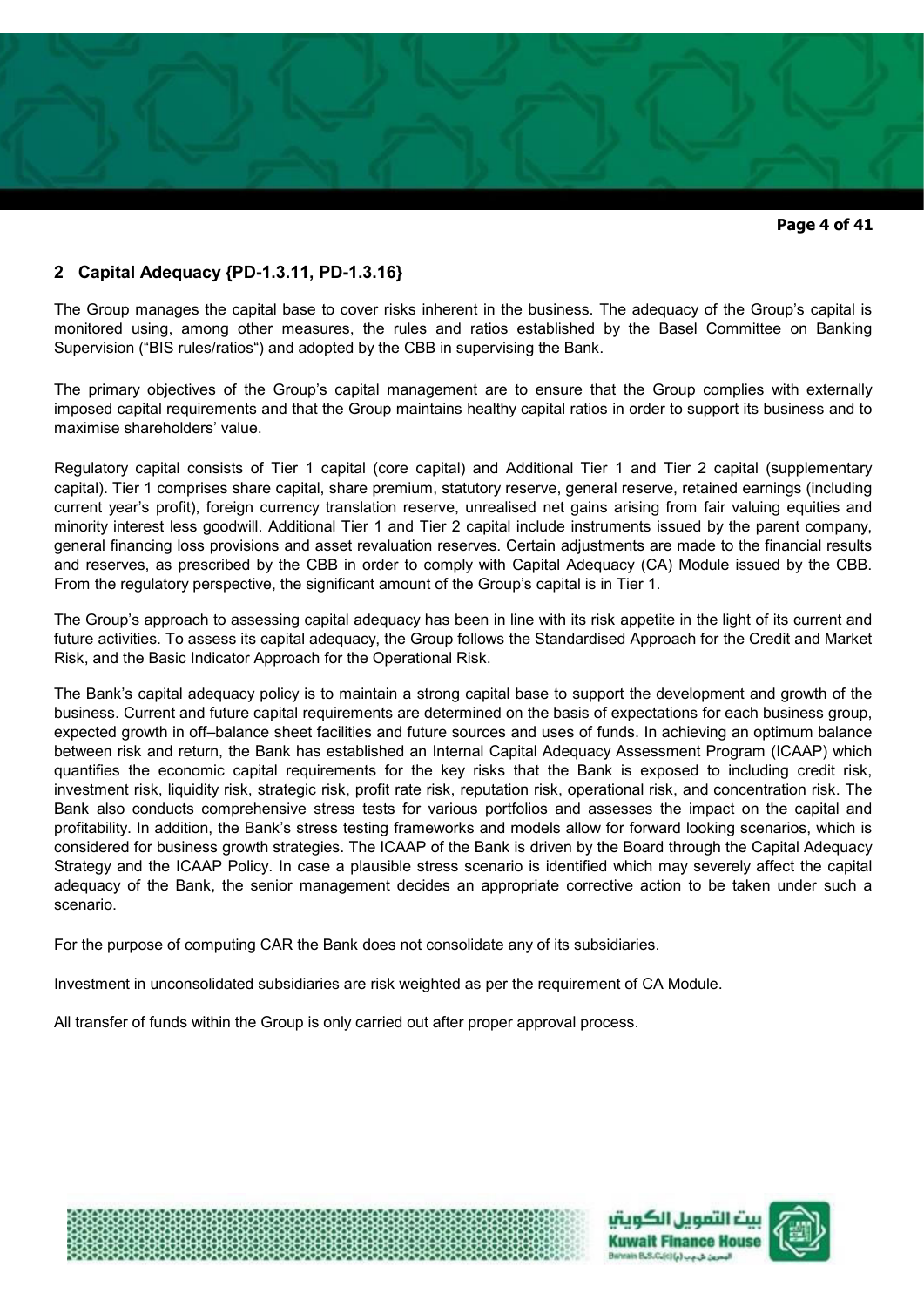## 2 Capital Adequacy {PD-1.3.11, PD-1.3.16}

The Group manages the capital base to cover risks inherent in the business. The adequacy of the Group's capital is monitored using, among other measures, the rules and ratios established by the Basel Committee on Banking Supervision ("BIS rules/ratios") and adopted by the CBB in supervising the Bank.

The primary objectives of the Group's capital management are to ensure that the Group complies with externally imposed capital requirements and that the Group maintains healthy capital ratios in order to support its business and to maximise shareholders' value.

Regulatory capital consists of Tier 1 capital (core capital) and Additional Tier 1 and Tier 2 capital (supplementary capital). Tier 1 comprises share capital, share premium, statutory reserve, general reserve, retained earnings (including current year's profit), foreign currency translation reserve, unrealised net gains arising from fair valuing equities and minority interest less goodwill. Additional Tier 1 and Tier 2 capital include instruments issued by the parent company, general financing loss provisions and asset revaluation reserves. Certain adjustments are made to the financial results and reserves, as prescribed by the CBB in order to comply with Capital Adequacy (CA) Module issued by the CBB. From the regulatory perspective, the significant amount of the Group's capital is in Tier 1.

The Group's approach to assessing capital adequacy has been in line with its risk appetite in the light of its current and future activities. To assess its capital adequacy, the Group follows the Standardised Approach for the Credit and Market Risk, and the Basic Indicator Approach for the Operational Risk.

The Bank's capital adequacy policy is to maintain a strong capital base to support the development and growth of the business. Current and future capital requirements are determined on the basis of expectations for each business group, expected growth in off–balance sheet facilities and future sources and uses of funds. In achieving an optimum balance between risk and return, the Bank has established an Internal Capital Adequacy Assessment Program (ICAAP) which quantifies the economic capital requirements for the key risks that the Bank is exposed to including credit risk, investment risk, liquidity risk, strategic risk, profit rate risk, reputation risk, operational risk, and concentration risk. The Bank also conducts comprehensive stress tests for various portfolios and assesses the impact on the capital and profitability. In addition, the Bank's stress testing frameworks and models allow for forward looking scenarios, which is considered for business growth strategies. The ICAAP of the Bank is driven by the Board through the Capital Adequacy Strategy and the ICAAP Policy. In case a plausible stress scenario is identified which may severely affect the capital adequacy of the Bank, the senior management decides an appropriate corrective action to be taken under such a scenario.

For the purpose of computing CAR the Bank does not consolidate any of its subsidiaries.

Investment in unconsolidated subsidiaries are risk weighted as per the requirement of CA Module.

All transfer of funds within the Group is only carried out after proper approval process.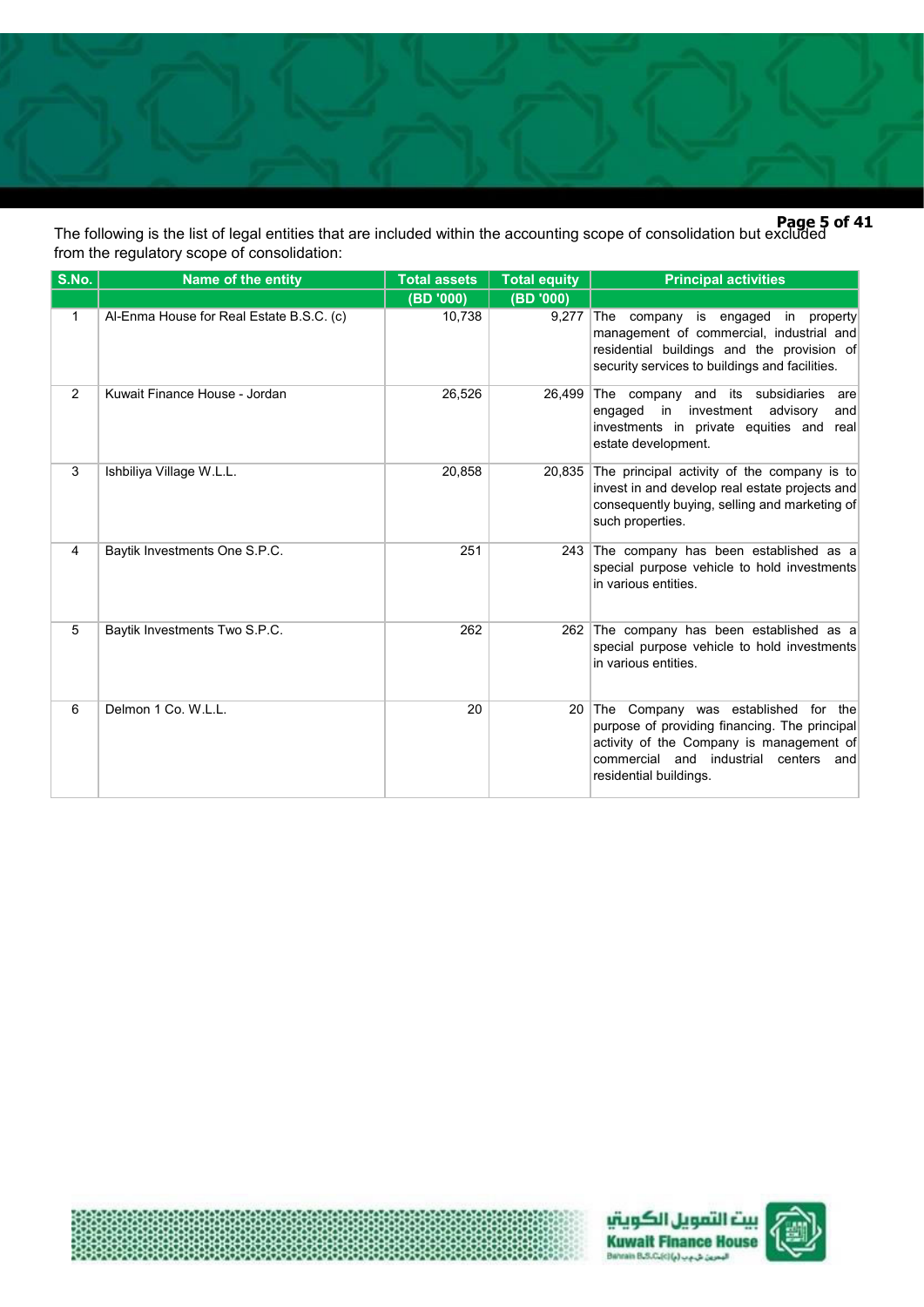The following is the list of legal entities that are included within the accounting scope of consolidation but excluded from the regulatory scope of consolidation:

| S.No. | Name of the entity | Total assets | Total equity | Principal activities |
|---|---|---|---|---|
| | | (BD '000) | (BD '000) | |
| 1 | Al-Enma House for Real Estate B.S.C. (c) | 10,738 | 9,277 | The company is engaged in property management of commercial, industrial and residential buildings and the provision of security services to buildings and facilities. |
| 2 | Kuwait Finance House - Jordan | 26,526 | 26,499 | The company and its subsidiaries are engaged in investment advisory and investments in private equities and real estate development. |
| 3 | Ishbiliya Village W.L.L. | 20,858 | 20,835 | The principal activity of the company is to invest in and develop real estate projects and consequently buying, selling and marketing of such properties. |
| 4 | Baytik Investments One S.P.C. | 251 | 243 | The company has been established as a special purpose vehicle to hold investments in various entities. |
| 5 | Baytik Investments Two S.P.C. | 262 | 262 | The company has been established as a special purpose vehicle to hold investments in various entities. |
| 6 | Delmon 1 Co. W.L.L. | 20 | 20 | The Company was established for the purpose of providing financing. The principal activity of the Company is management of commercial and industrial centers and residential buildings. |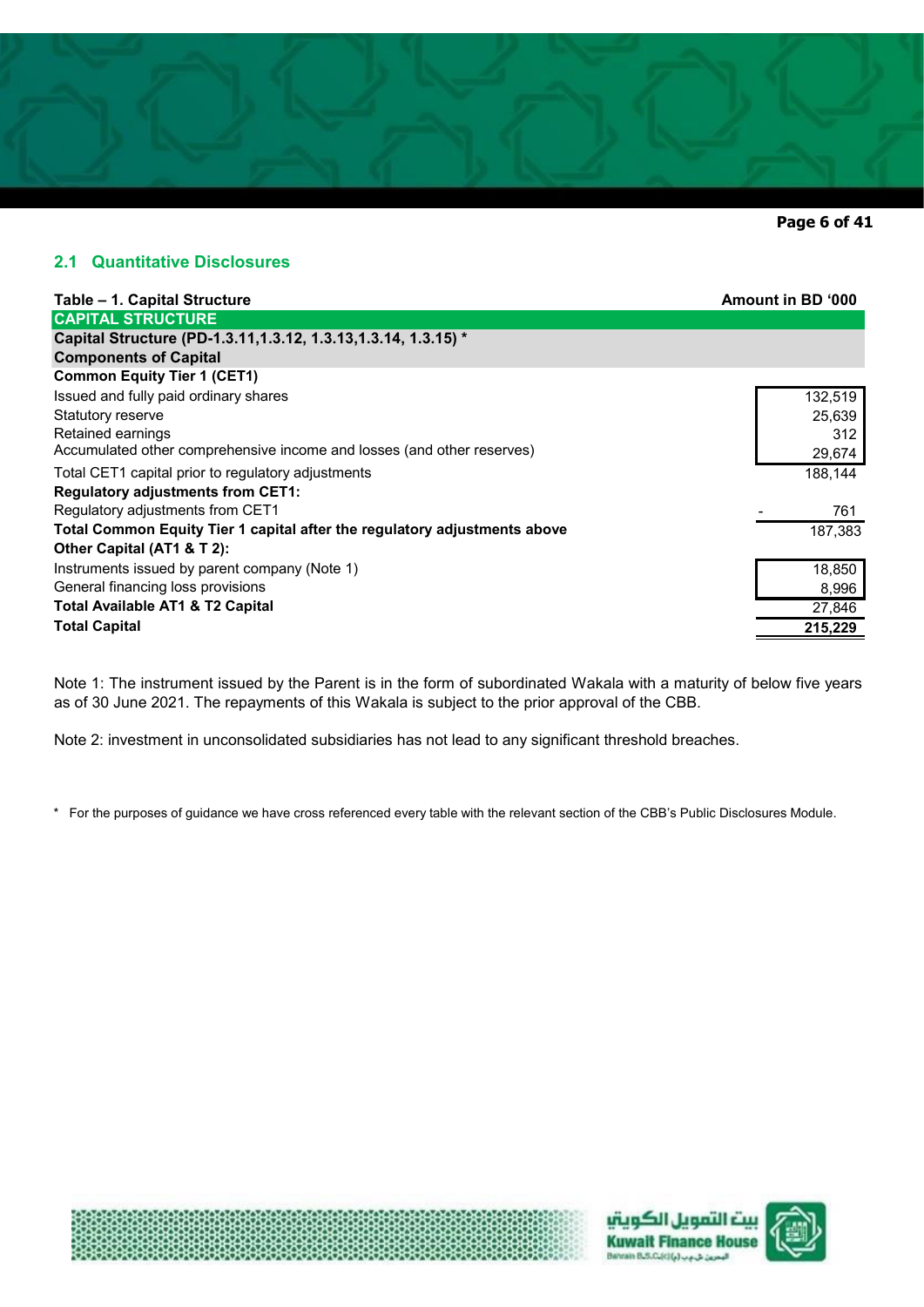## 2.1 Quantitative Disclosures

| Table – 1. Capital Structure | Amount in BD '000 |
|---|---|
| **CAPITAL STRUCTURE** | |
| **Capital Structure (PD-1.3.11,1.3.12, 1.3.13,1.3.14, 1.3.15) *** | |
| **Components of Capital** | |
| **Common Equity Tier 1 (CET1)** | |
| Issued and fully paid ordinary shares | 132,519 |
| Statutory reserve | 25,639 |
| Retained earnings | 312 |
| Accumulated other comprehensive income and losses (and other reserves) | 29,674 |
| Total CET1 capital prior to regulatory adjustments | 188,144 |
| **Regulatory adjustments from CET1:** | |
| Regulatory adjustments from CET1 | - 761 |
| **Total Common Equity Tier 1 capital after the regulatory adjustments above** | 187,383 |
| **Other Capital (AT1 & T 2):** | |
| Instruments issued by parent company (Note 1) | 18,850 |
| General financing loss provisions | 8,996 |
| **Total Available AT1 & T2 Capital** | 27,846 |
| **Total Capital** | **215,229** |

Note 1: The instrument issued by the Parent is in the form of subordinated Wakala with a maturity of below five years as of 30 June 2021. The repayments of this Wakala is subject to the prior approval of the CBB.

Note 2: investment in unconsolidated subsidiaries has not lead to any significant threshold breaches.

\* For the purposes of guidance we have cross referenced every table with the relevant section of the CBB's Public Disclosures Module.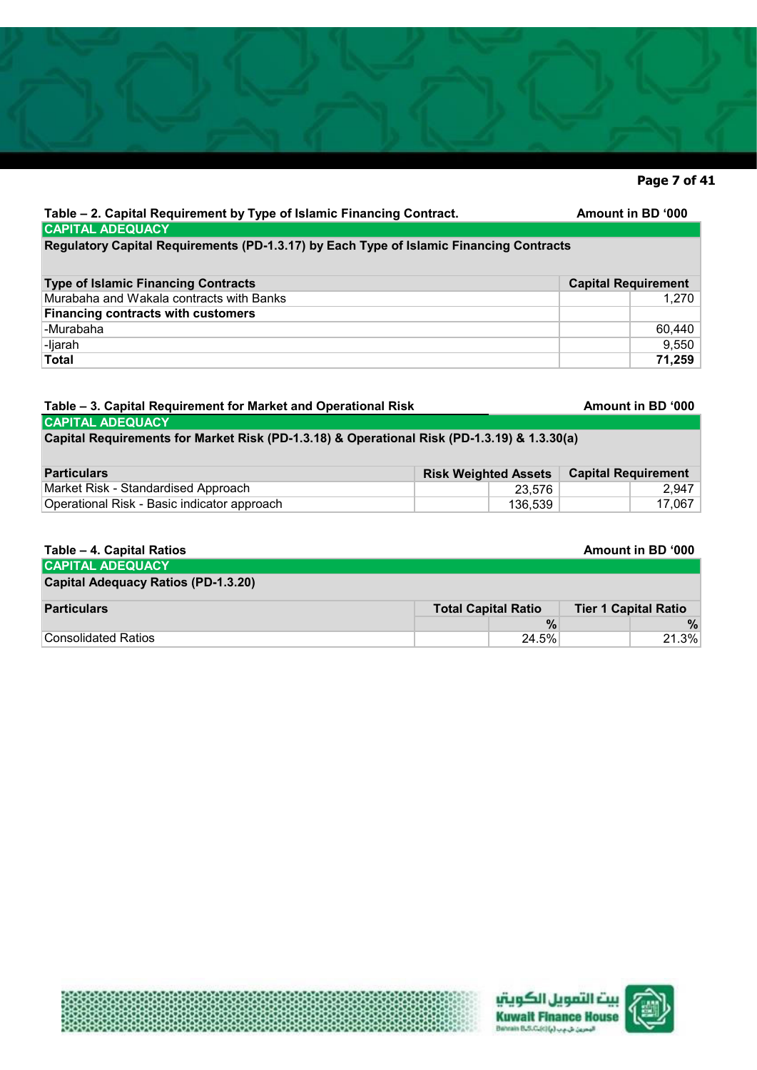**Table – 2. Capital Requirement by Type of Islamic Financing Contract.** **Amount in BD '000**

| CAPITAL ADEQUACY | |
|---|---|
| **Regulatory Capital Requirements (PD-1.3.17) by Each Type of Islamic Financing Contracts** | |
| **Type of Islamic Financing Contracts** | **Capital Requirement** |
| Murabaha and Wakala contracts with Banks | 1,270 |
| **Financing contracts with customers** | |
| -Murabaha | 60,440 |
| -Ijarah | 9,550 |
| **Total** | **71,259** |

**Table – 3. Capital Requirement for Market and Operational Risk** **Amount in BD '000**

| CAPITAL ADEQUACY | | |
|---|---|---|
| **Capital Requirements for Market Risk (PD-1.3.18) & Operational Risk (PD-1.3.19) & 1.3.30(a)** | | |
| **Particulars** | **Risk Weighted Assets** | **Capital Requirement** |
| Market Risk - Standardised Approach | 23,576 | 2,947 |
| Operational Risk - Basic indicator approach | 136,539 | 17,067 |

**Table – 4. Capital Ratios** **Amount in BD '000**

| CAPITAL ADEQUACY | | |
|---|---|---|
| **Capital Adequacy Ratios (PD-1.3.20)** | | |
| **Particulars** | **Total Capital Ratio** | **Tier 1 Capital Ratio** |
| | **%** | **%** |
| Consolidated Ratios | 24.5% | 21.3% |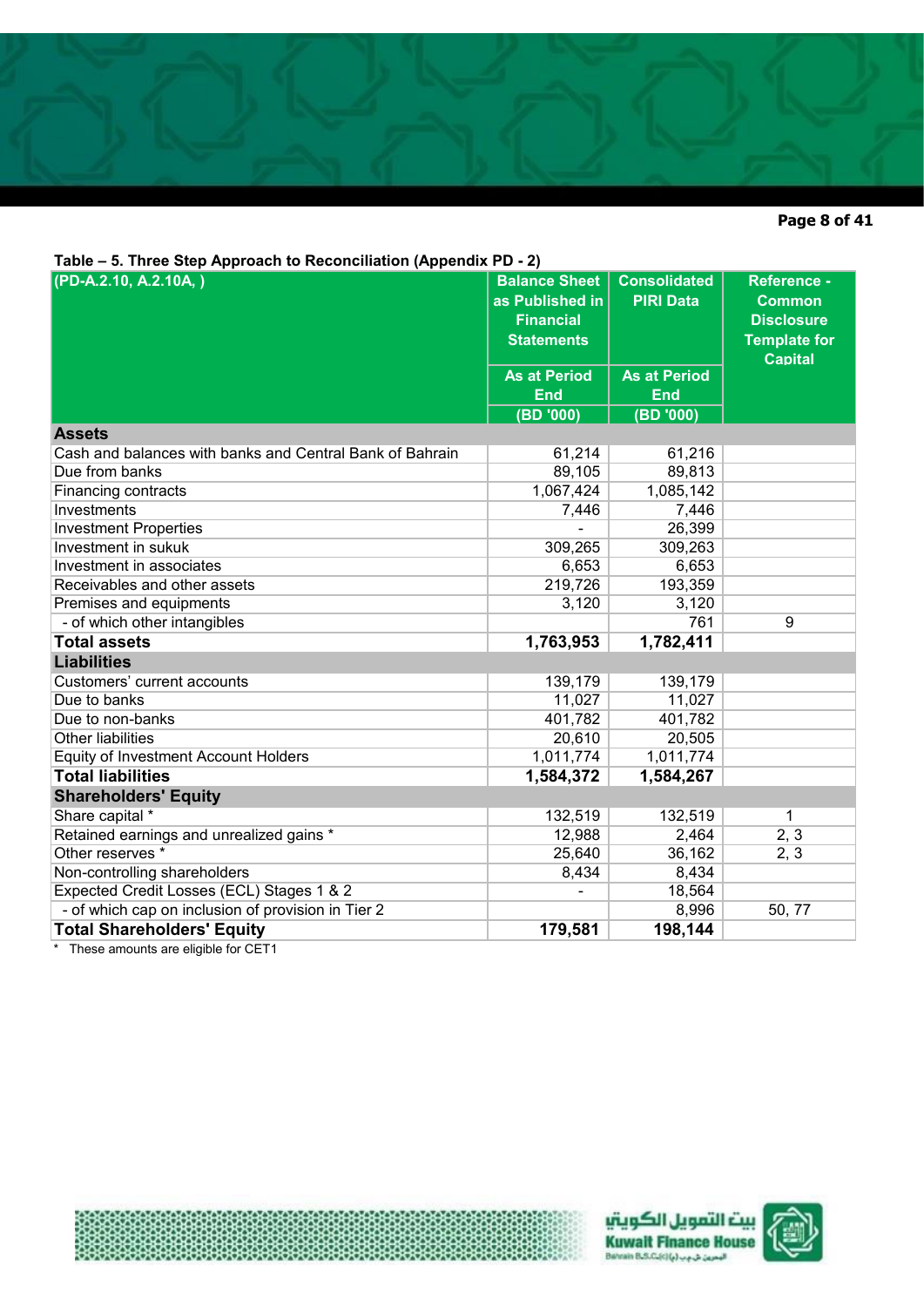**Table – 5. Three Step Approach to Reconciliation (Appendix PD - 2)**

| (PD-A.2.10, A.2.10A, ) | Balance Sheet as Published in Financial Statements | Consolidated PIRI Data | Reference - Common Disclosure Template for Capital |
|---|---|---|---|
| | As at Period End | As at Period End | |
| | (BD '000) | (BD '000) | |
| **Assets** | | | |
| Cash and balances with banks and Central Bank of Bahrain | 61,214 | 61,216 | |
| Due from banks | 89,105 | 89,813 | |
| Financing contracts | 1,067,424 | 1,085,142 | |
| Investments | 7,446 | 7,446 | |
| Investment Properties | - | 26,399 | |
| Investment in sukuk | 309,265 | 309,263 | |
| Investment in associates | 6,653 | 6,653 | |
| Receivables and other assets | 219,726 | 193,359 | |
| Premises and equipments | 3,120 | 3,120 | |
| - of which other intangibles | | 761 | 9 |
| **Total assets** | **1,763,953** | **1,782,411** | |
| **Liabilities** | | | |
| Customers' current accounts | 139,179 | 139,179 | |
| Due to banks | 11,027 | 11,027 | |
| Due to non-banks | 401,782 | 401,782 | |
| Other liabilities | 20,610 | 20,505 | |
| Equity of Investment Account Holders | 1,011,774 | 1,011,774 | |
| **Total liabilities** | **1,584,372** | **1,584,267** | |
| **Shareholders' Equity** | | | |
| Share capital * | 132,519 | 132,519 | 1 |
| Retained earnings and unrealized gains * | 12,988 | 2,464 | 2, 3 |
| Other reserves * | 25,640 | 36,162 | 2, 3 |
| Non-controlling shareholders | 8,434 | 8,434 | |
| Expected Credit Losses (ECL) Stages 1 & 2 | - | 18,564 | |
| - of which cap on inclusion of provision in Tier 2 | | 8,996 | 50, 77 |
| **Total Shareholders' Equity** | **179,581** | **198,144** | |

\* These amounts are eligible for CET1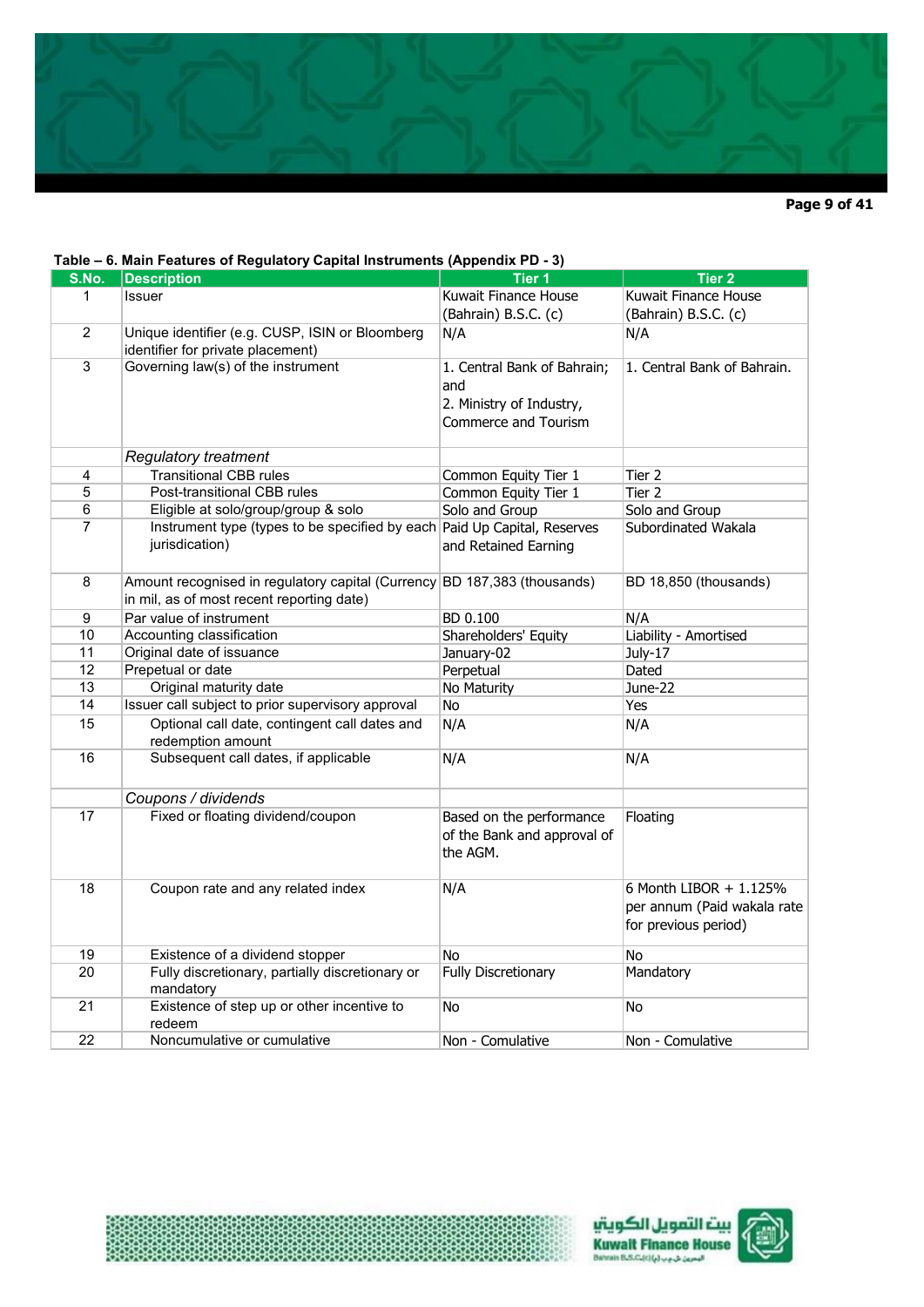**Table – 6. Main Features of Regulatory Capital Instruments (Appendix PD - 3)**

| S.No. | Description | Tier 1 | Tier 2 |
|---|---|---|---|
| 1 | Issuer | Kuwait Finance House (Bahrain) B.S.C. (c) | Kuwait Finance House (Bahrain) B.S.C. (c) |
| 2 | Unique identifier (e.g. CUSP, ISIN or Bloomberg identifier for private placement) | N/A | N/A |
| 3 | Governing law(s) of the instrument | 1. Central Bank of Bahrain; and 2. Ministry of Industry, Commerce and Tourism | 1. Central Bank of Bahrain. |
| | *Regulatory treatment* | | |
| 4 | Transitional CBB rules | Common Equity Tier 1 | Tier 2 |
| 5 | Post-transitional CBB rules | Common Equity Tier 1 | Tier 2 |
| 6 | Eligible at solo/group/group & solo | Solo and Group | Solo and Group |
| 7 | Instrument type (types to be specified by each jurisdiction) | Paid Up Capital, Reserves and Retained Earning | Subordinated Wakala |
| 8 | Amount recognised in regulatory capital (Currency in mil, as of most recent reporting date) | BD 187,383 (thousands) | BD 18,850 (thousands) |
| 9 | Par value of instrument | BD 0.100 | N/A |
| 10 | Accounting classification | Shareholders' Equity | Liability - Amortised |
| 11 | Original date of issuance | January-02 | July-17 |
| 12 | Prepetual or date | Perpetual | Dated |
| 13 | Original maturity date | No Maturity | June-22 |
| 14 | Issuer call subject to prior supervisory approval | No | Yes |
| 15 | Optional call date, contingent call dates and redemption amount | N/A | N/A |
| 16 | Subsequent call dates, if applicable | N/A | N/A |
| | *Coupons / dividends* | | |
| 17 | Fixed or floating dividend/coupon | Based on the performance of the Bank and approval of the AGM. | Floating |
| 18 | Coupon rate and any related index | N/A | 6 Month LIBOR + 1.125% per annum (Paid wakala rate for previous period) |
| 19 | Existence of a dividend stopper | No | No |
| 20 | Fully discretionary, partially discretionary or mandatory | Fully Discretionary | Mandatory |
| 21 | Existence of step up or other incentive to redeem | No | No |
| 22 | Noncumulative or cumulative | Non - Comulative | Non - Comulative |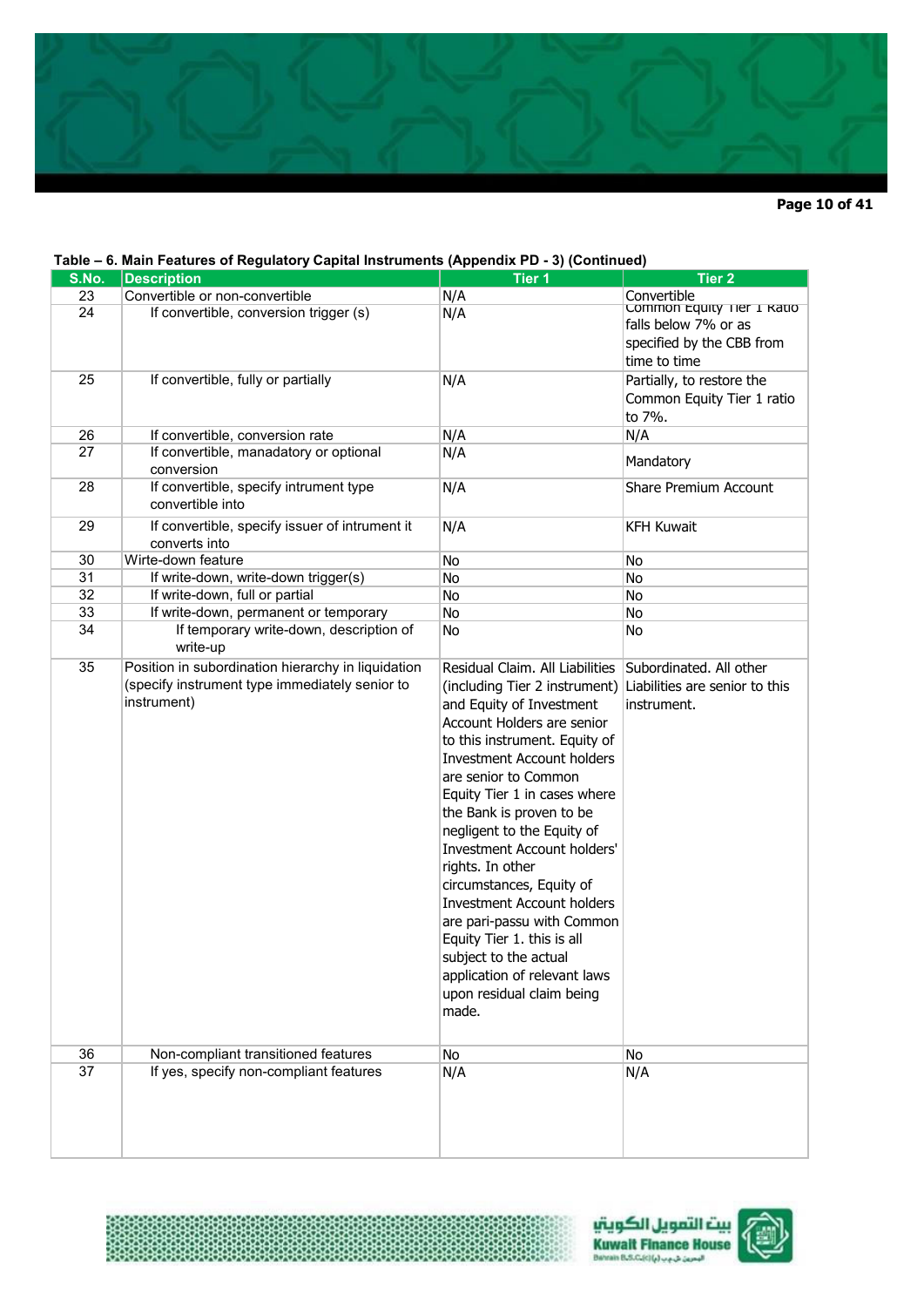**Table – 6. Main Features of Regulatory Capital Instruments (Appendix PD - 3) (Continued)**

| S.No. | Description | Tier 1 | Tier 2 |
|---|---|---|---|
| 23 | Convertible or non-convertible | N/A | Convertible |
| 24 | If convertible, conversion trigger (s) | N/A | Common Equity Tier 1 Ratio falls below 7% or as specified by the CBB from time to time |
| 25 | If convertible, fully or partially | N/A | Partially, to restore the Common Equity Tier 1 ratio to 7%. |
| 26 | If convertible, conversion rate | N/A | N/A |
| 27 | If convertible, manadatory or optional conversion | N/A | Mandatory |
| 28 | If convertible, specify intrument type convertible into | N/A | Share Premium Account |
| 29 | If convertible, specify issuer of intrument it converts into | N/A | KFH Kuwait |
| 30 | Wirte-down feature | No | No |
| 31 | If write-down, write-down trigger(s) | No | No |
| 32 | If write-down, full or partial | No | No |
| 33 | If write-down, permanent or temporary | No | No |
| 34 | If temporary write-down, description of write-up | No | No |
| 35 | Position in subordination hierarchy in liquidation (specify instrument type immediately senior to instrument) | Residual Claim. All Liabilities (including Tier 2 instrument) and Equity of Investment Account Holders are senior to this instrument. Equity of Investment Account holders are senior to Common Equity Tier 1 in cases where the Bank is proven to be negligent to the Equity of Investment Account holders' rights. In other circumstances, Equity of Investment Account holders are pari-passu with Common Equity Tier 1. this is all subject to the actual application of relevant laws upon residual claim being made. | Subordinated. All other Liabilities are senior to this instrument. |
| 36 | Non-compliant transitioned features | No | No |
| 37 | If yes, specify non-compliant features | N/A | N/A |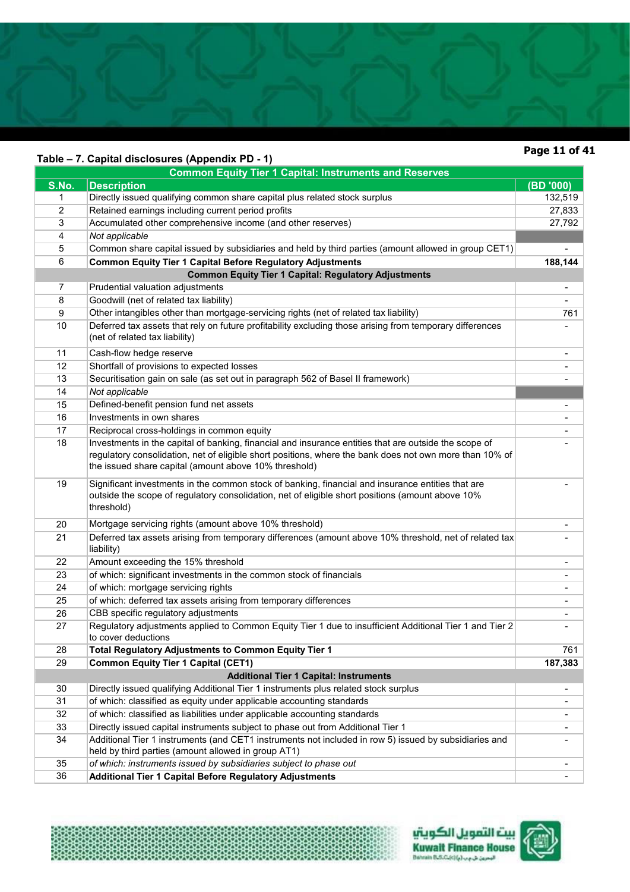**Table – 7. Capital disclosures (Appendix PD - 1)**

| S.No. | Description | (BD '000) |
|---|---|---|
| | **Common Equity Tier 1 Capital: Instruments and Reserves** | |
| 1 | Directly issued qualifying common share capital plus related stock surplus | 132,519 |
| 2 | Retained earnings including current period profits | 27,833 |
| 3 | Accumulated other comprehensive income (and other reserves) | 27,792 |
| 4 | *Not applicable* | |
| 5 | Common share capital issued by subsidiaries and held by third parties (amount allowed in group CET1) | - |
| 6 | **Common Equity Tier 1 Capital Before Regulatory Adjustments** | **188,144** |
| | **Common Equity Tier 1 Capital: Regulatory Adjustments** | |
| 7 | Prudential valuation adjustments | - |
| 8 | Goodwill (net of related tax liability) | - |
| 9 | Other intangibles other than mortgage-servicing rights (net of related tax liability) | 761 |
| 10 | Deferred tax assets that rely on future profitability excluding those arising from temporary differences (net of related tax liability) | - |
| 11 | Cash-flow hedge reserve | - |
| 12 | Shortfall of provisions to expected losses | - |
| 13 | Securitisation gain on sale (as set out in paragraph 562 of Basel II framework) | - |
| 14 | *Not applicable* | |
| 15 | Defined-benefit pension fund net assets | - |
| 16 | Investments in own shares | - |
| 17 | Reciprocal cross-holdings in common equity | - |
| 18 | Investments in the capital of banking, financial and insurance entities that are outside the scope of regulatory consolidation, net of eligible short positions, where the bank does not own more than 10% of the issued share capital (amount above 10% threshold) | - |
| 19 | Significant investments in the common stock of banking, financial and insurance entities that are outside the scope of regulatory consolidation, net of eligible short positions (amount above 10% threshold) | - |
| 20 | Mortgage servicing rights (amount above 10% threshold) | - |
| 21 | Deferred tax assets arising from temporary differences (amount above 10% threshold, net of related tax liability) | - |
| 22 | Amount exceeding the 15% threshold | - |
| 23 | of which: significant investments in the common stock of financials | - |
| 24 | of which: mortgage servicing rights | - |
| 25 | of which: deferred tax assets arising from temporary differences | - |
| 26 | CBB specific regulatory adjustments | - |
| 27 | Regulatory adjustments applied to Common Equity Tier 1 due to insufficient Additional Tier 1 and Tier 2 to cover deductions | - |
| 28 | **Total Regulatory Adjustments to Common Equity Tier 1** | 761 |
| 29 | **Common Equity Tier 1 Capital (CET1)** | **187,383** |
| | **Additional Tier 1 Capital: Instruments** | |
| 30 | Directly issued qualifying Additional Tier 1 instruments plus related stock surplus | - |
| 31 | of which: classified as equity under applicable accounting standards | - |
| 32 | of which: classified as liabilities under applicable accounting standards | - |
| 33 | Directly issued capital instruments subject to phase out from Additional Tier 1 | - |
| 34 | Additional Tier 1 instruments (and CET1 instruments not included in row 5) issued by subsidiaries and held by third parties (amount allowed in group AT1) | - |
| 35 | *of which: instruments issued by subsidiaries subject to phase out* | - |
| 36 | **Additional Tier 1 Capital Before Regulatory Adjustments** | - |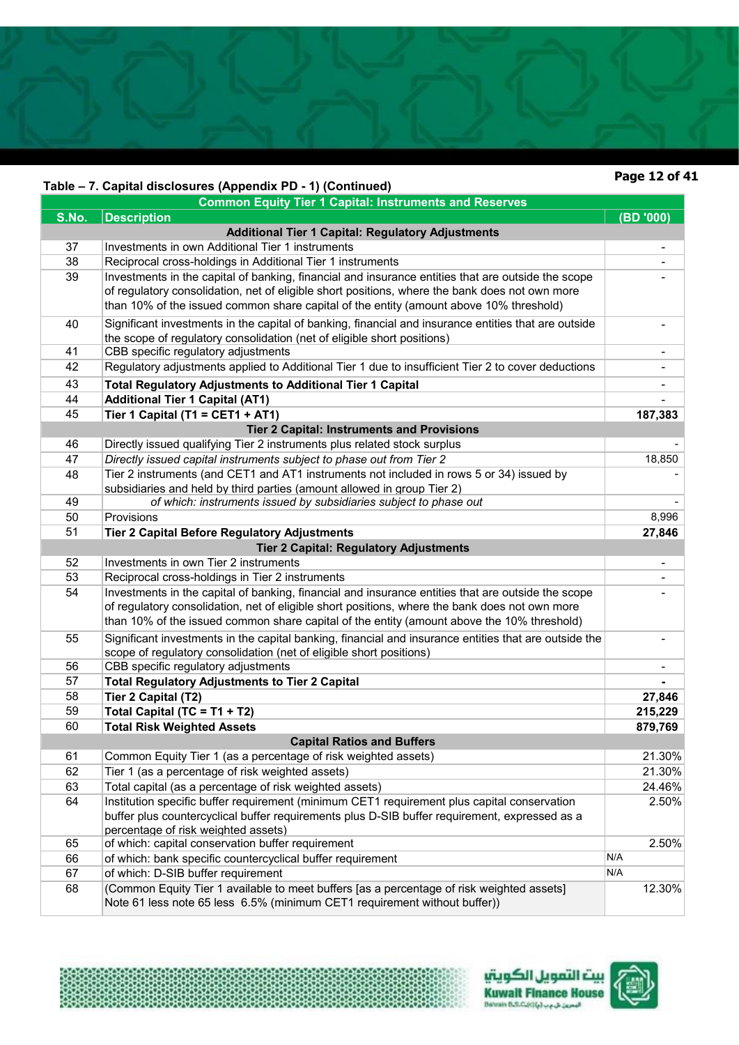**Table – 7. Capital disclosures (Appendix PD - 1) (Continued)**

| Common Equity Tier 1 Capital: Instruments and Reserves | | |
|---|---|---|
| **S.No.** | **Description** | **(BD '000)** |
| | **Additional Tier 1 Capital: Regulatory Adjustments** | |
| 37 | Investments in own Additional Tier 1 instruments | - |
| 38 | Reciprocal cross-holdings in Additional Tier 1 instruments | - |
| 39 | Investments in the capital of banking, financial and insurance entities that are outside the scope of regulatory consolidation, net of eligible short positions, where the bank does not own more than 10% of the issued common share capital of the entity (amount above 10% threshold) | - |
| 40 | Significant investments in the capital of banking, financial and insurance entities that are outside the scope of regulatory consolidation (net of eligible short positions) | - |
| 41 | CBB specific regulatory adjustments | - |
| 42 | Regulatory adjustments applied to Additional Tier 1 due to insufficient Tier 2 to cover deductions | - |
| 43 | **Total Regulatory Adjustments to Additional Tier 1 Capital** | - |
| 44 | **Additional Tier 1 Capital (AT1)** | - |
| 45 | **Tier 1 Capital (T1 = CET1 + AT1)** | **187,383** |
| | **Tier 2 Capital: Instruments and Provisions** | |
| 46 | Directly issued qualifying Tier 2 instruments plus related stock surplus | - |
| 47 | *Directly issued capital instruments subject to phase out from Tier 2* | 18,850 |
| 48 | Tier 2 instruments (and CET1 and AT1 instruments not included in rows 5 or 34) issued by subsidiaries and held by third parties (amount allowed in group Tier 2) | - |
| 49 | *of which: instruments issued by subsidiaries subject to phase out* | - |
| 50 | Provisions | 8,996 |
| 51 | **Tier 2 Capital Before Regulatory Adjustments** | **27,846** |
| | **Tier 2 Capital: Regulatory Adjustments** | |
| 52 | Investments in own Tier 2 instruments | - |
| 53 | Reciprocal cross-holdings in Tier 2 instruments | - |
| 54 | Investments in the capital of banking, financial and insurance entities that are outside the scope of regulatory consolidation, net of eligible short positions, where the bank does not own more than 10% of the issued common share capital of the entity (amount above the 10% threshold) | - |
| 55 | Significant investments in the capital banking, financial and insurance entities that are outside the scope of regulatory consolidation (net of eligible short positions) | - |
| 56 | CBB specific regulatory adjustments | - |
| 57 | **Total Regulatory Adjustments to Tier 2 Capital** | **-** |
| 58 | **Tier 2 Capital (T2)** | **27,846** |
| 59 | **Total Capital (TC = T1 + T2)** | **215,229** |
| 60 | **Total Risk Weighted Assets** | **879,769** |
| | **Capital Ratios and Buffers** | |
| 61 | Common Equity Tier 1 (as a percentage of risk weighted assets) | 21.30% |
| 62 | Tier 1 (as a percentage of risk weighted assets) | 21.30% |
| 63 | Total capital (as a percentage of risk weighted assets) | 24.46% |
| 64 | Institution specific buffer requirement (minimum CET1 requirement plus capital conservation buffer plus countercyclical buffer requirements plus D-SIB buffer requirement, expressed as a percentage of risk weighted assets) | 2.50% |
| 65 | of which: capital conservation buffer requirement | 2.50% |
| 66 | of which: bank specific countercyclical buffer requirement | N/A |
| 67 | of which: D-SIB buffer requirement | N/A |
| 68 | (Common Equity Tier 1 available to meet buffers [as a percentage of risk weighted assets] Note 61 less note 65 less 6.5% (minimum CET1 requirement without buffer)) | 12.30% |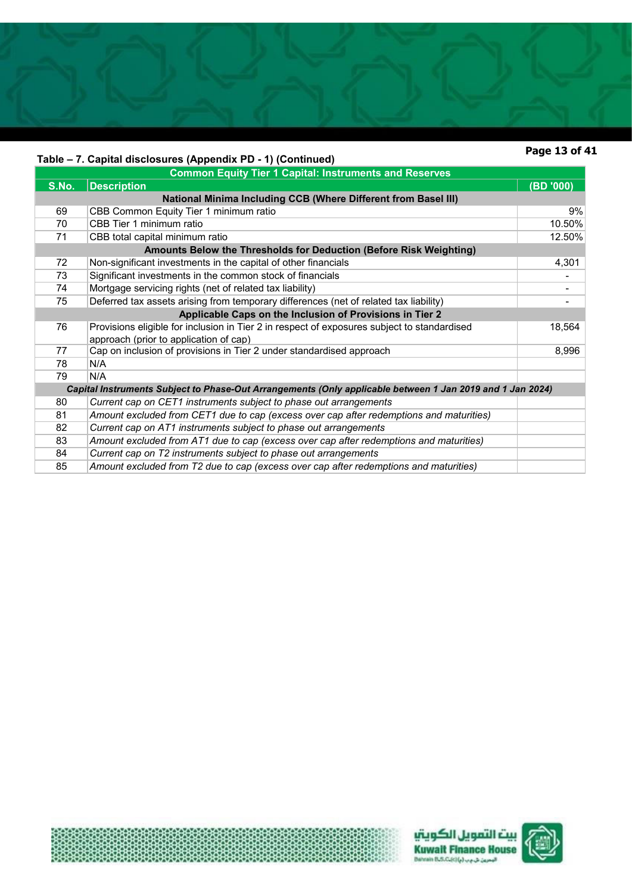**Table – 7. Capital disclosures (Appendix PD - 1) (Continued)**

| Common Equity Tier 1 Capital: Instruments and Reserves | | |
|---|---|---|
| **S.No.** | **Description** | **(BD '000)** |
| | **National Minima Including CCB (Where Different from Basel III)** | |
| 69 | CBB Common Equity Tier 1 minimum ratio | 9% |
| 70 | CBB Tier 1 minimum ratio | 10.50% |
| 71 | CBB total capital minimum ratio | 12.50% |
| | **Amounts Below the Thresholds for Deduction (Before Risk Weighting)** | |
| 72 | Non-significant investments in the capital of other financials | 4,301 |
| 73 | Significant investments in the common stock of financials | - |
| 74 | Mortgage servicing rights (net of related tax liability) | - |
| 75 | Deferred tax assets arising from temporary differences (net of related tax liability) | - |
| | **Applicable Caps on the Inclusion of Provisions in Tier 2** | |
| 76 | Provisions eligible for inclusion in Tier 2 in respect of exposures subject to standardised approach (prior to application of cap) | 18,564 |
| 77 | Cap on inclusion of provisions in Tier 2 under standardised approach | 8,996 |
| 78 | N/A | |
| 79 | N/A | |
| | ***Capital Instruments Subject to Phase-Out Arrangements (Only applicable between 1 Jan 2019 and 1 Jan 2024)*** | |
| 80 | *Current cap on CET1 instruments subject to phase out arrangements* | |
| 81 | *Amount excluded from CET1 due to cap (excess over cap after redemptions and maturities)* | |
| 82 | *Current cap on AT1 instruments subject to phase out arrangements* | |
| 83 | *Amount excluded from AT1 due to cap (excess over cap after redemptions and maturities)* | |
| 84 | *Current cap on T2 instruments subject to phase out arrangements* | |
| 85 | *Amount excluded from T2 due to cap (excess over cap after redemptions and maturities)* | |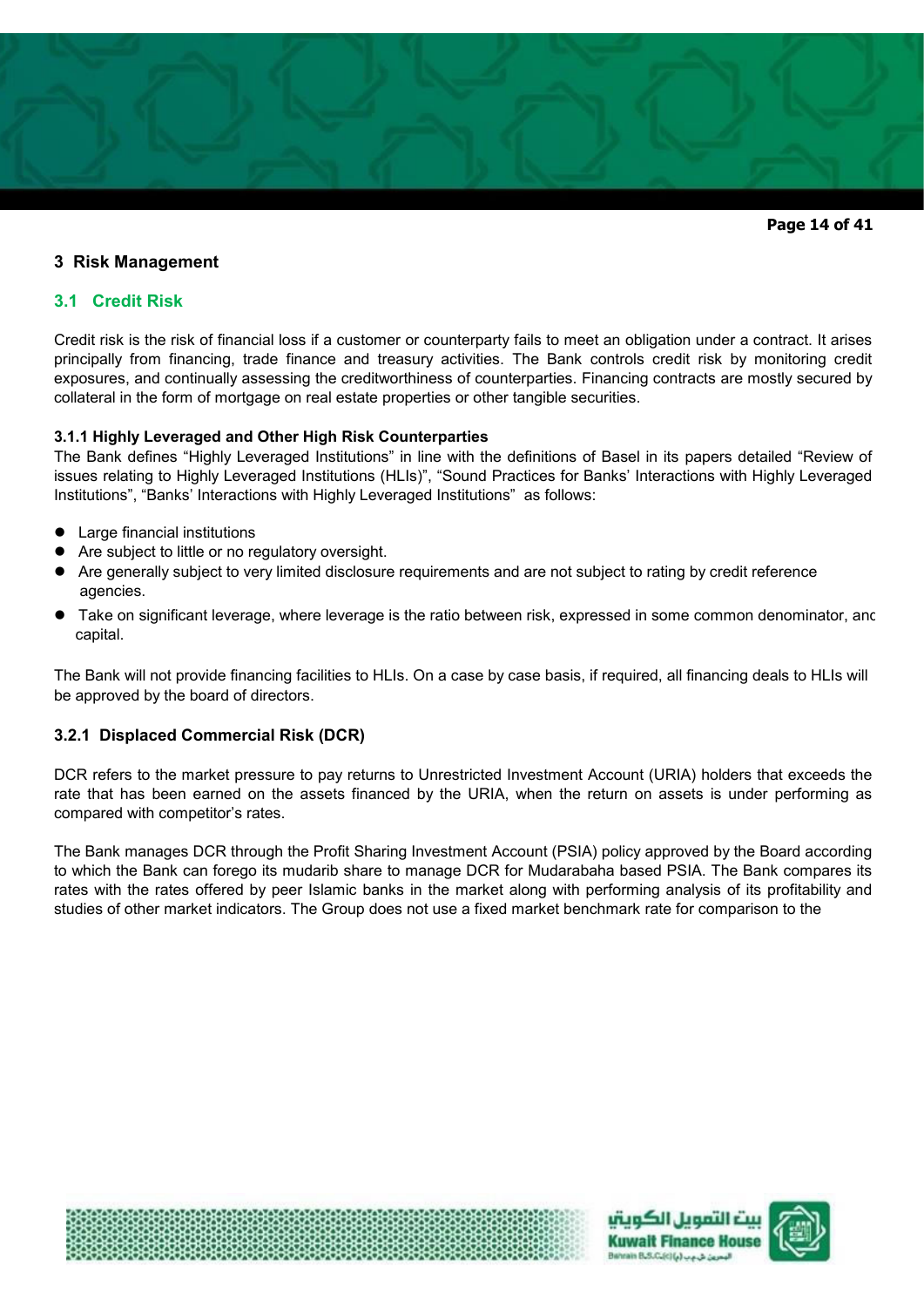## 3 Risk Management

### 3.1 Credit Risk

Credit risk is the risk of financial loss if a customer or counterparty fails to meet an obligation under a contract. It arises principally from financing, trade finance and treasury activities. The Bank controls credit risk by monitoring credit exposures, and continually assessing the creditworthiness of counterparties. Financing contracts are mostly secured by collateral in the form of mortgage on real estate properties or other tangible securities.

#### 3.1.1 Highly Leveraged and Other High Risk Counterparties

The Bank defines "Highly Leveraged Institutions" in line with the definitions of Basel in its papers detailed "Review of issues relating to Highly Leveraged Institutions (HLIs)", "Sound Practices for Banks' Interactions with Highly Leveraged Institutions", "Banks' Interactions with Highly Leveraged Institutions" as follows:

- Large financial institutions
- Are subject to little or no regulatory oversight.
- Are generally subject to very limited disclosure requirements and are not subject to rating by credit reference agencies.
- Take on significant leverage, where leverage is the ratio between risk, expressed in some common denominator, and capital.

The Bank will not provide financing facilities to HLIs. On a case by case basis, if required, all financing deals to HLIs will be approved by the board of directors.

#### 3.2.1 Displaced Commercial Risk (DCR)

DCR refers to the market pressure to pay returns to Unrestricted Investment Account (URIA) holders that exceeds the rate that has been earned on the assets financed by the URIA, when the return on assets is under performing as compared with competitor's rates.

The Bank manages DCR through the Profit Sharing Investment Account (PSIA) policy approved by the Board according to which the Bank can forego its mudarib share to manage DCR for Mudarabaha based PSIA. The Bank compares its rates with the rates offered by peer Islamic banks in the market along with performing analysis of its profitability and studies of other market indicators. The Group does not use a fixed market benchmark rate for comparison to the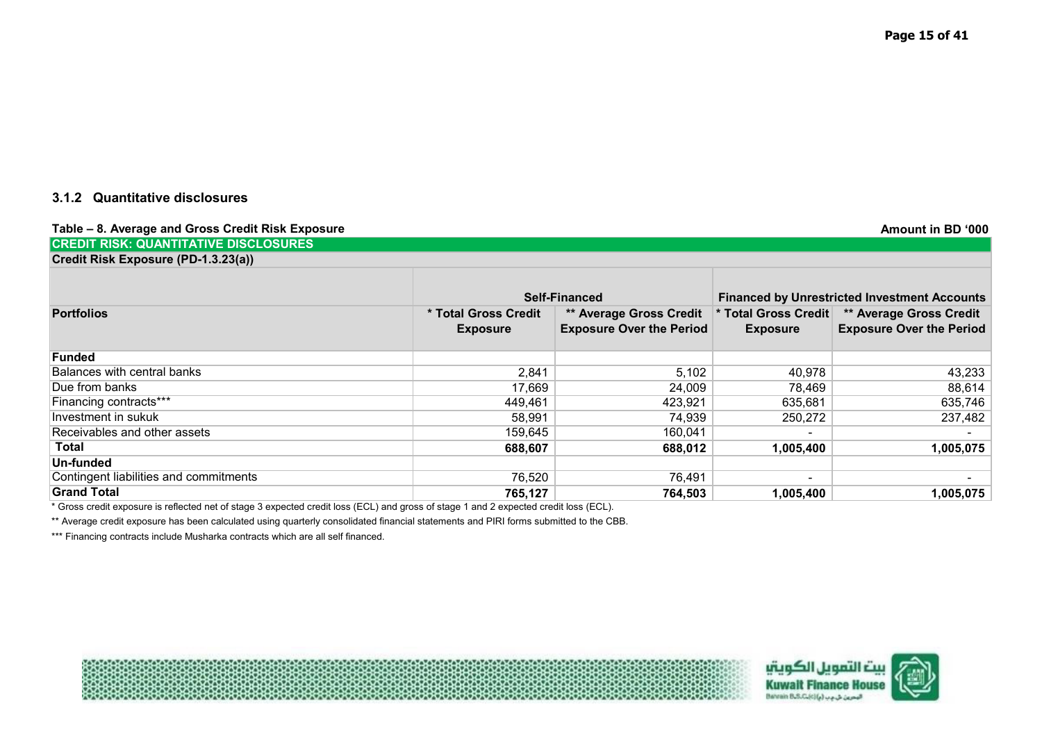### 3.1.2 Quantitative disclosures

**Table – 8. Average and Gross Credit Risk Exposure**

**Amount in BD '000**

**CREDIT RISK: QUANTITATIVE DISCLOSURES**

**Credit Risk Exposure (PD-1.3.23(a))**

| | Self-Financed | | Financed by Unrestricted Investment Accounts | |
|---|---|---|---|---|
| **Portfolios** | **\* Total Gross Credit Exposure** | **\*\* Average Gross Credit Exposure Over the Period** | **\* Total Gross Credit Exposure** | **\*\* Average Gross Credit Exposure Over the Period** |
| **Funded** | | | | |
| Balances with central banks | 2,841 | 5,102 | 40,978 | 43,233 |
| Due from banks | 17,669 | 24,009 | 78,469 | 88,614 |
| Financing contracts*** | 449,461 | 423,921 | 635,681 | 635,746 |
| Investment in sukuk | 58,991 | 74,939 | 250,272 | 237,482 |
| Receivables and other assets | 159,645 | 160,041 | - | - |
| **Total** | **688,607** | **688,012** | **1,005,400** | **1,005,075** |
| **Un-funded** | | | | |
| Contingent liabilities and commitments | 76,520 | 76,491 | - | - |
| **Grand Total** | **765,127** | **764,503** | **1,005,400** | **1,005,075** |

\* Gross credit exposure is reflected net of stage 3 expected credit loss (ECL) and gross of stage 1 and 2 expected credit loss (ECL).

\*\* Average credit exposure has been calculated using quarterly consolidated financial statements and PIRI forms submitted to the CBB.

\*\*\* Financing contracts include Musharka contracts which are all self financed.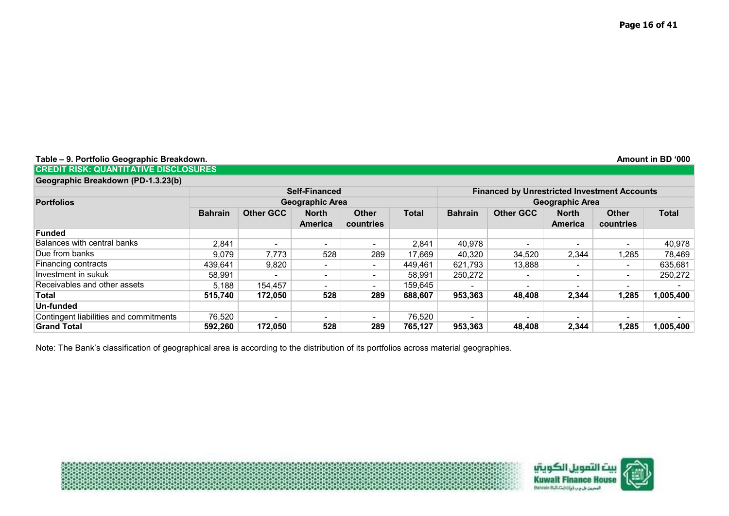**Table – 9. Portfolio Geographic Breakdown.** **Amount in BD '000**

**CREDIT RISK: QUANTITATIVE DISCLOSURES**

**Geographic Breakdown (PD-1.3.23(b)**

| Portfolios | Self-Financed | | | | | Financed by Unrestricted Investment Accounts | | | | |
|---|---|---|---|---|---|---|---|---|---|---|
| | Geographic Area | | | | | Geographic Area | | | | |
| | Bahrain | Other GCC | North America | Other countries | Total | Bahrain | Other GCC | North America | Other countries | Total |
| **Funded** | | | | | | | | | | |
| Balances with central banks | 2,841 | - | - | - | 2,841 | 40,978 | - | - | - | 40,978 |
| Due from banks | 9,079 | 7,773 | 528 | 289 | 17,669 | 40,320 | 34,520 | 2,344 | 1,285 | 78,469 |
| Financing contracts | 439,641 | 9,820 | - | - | 449,461 | 621,793 | 13,888 | - | - | 635,681 |
| Investment in sukuk | 58,991 | - | - | - | 58,991 | 250,272 | - | - | - | 250,272 |
| Receivables and other assets | 5,188 | 154,457 | - | - | 159,645 | - | - | - | - | - |
| **Total** | **515,740** | **172,050** | **528** | **289** | **688,607** | **953,363** | **48,408** | **2,344** | **1,285** | **1,005,400** |
| **Un-funded** | | | | | | | | | | |
| Contingent liabilities and commitments | 76,520 | - | - | - | 76,520 | - | - | - | - | - |
| **Grand Total** | **592,260** | **172,050** | **528** | **289** | **765,127** | **953,363** | **48,408** | **2,344** | **1,285** | **1,005,400** |

Note: The Bank's classification of geographical area is according to the distribution of its portfolios across material geographies.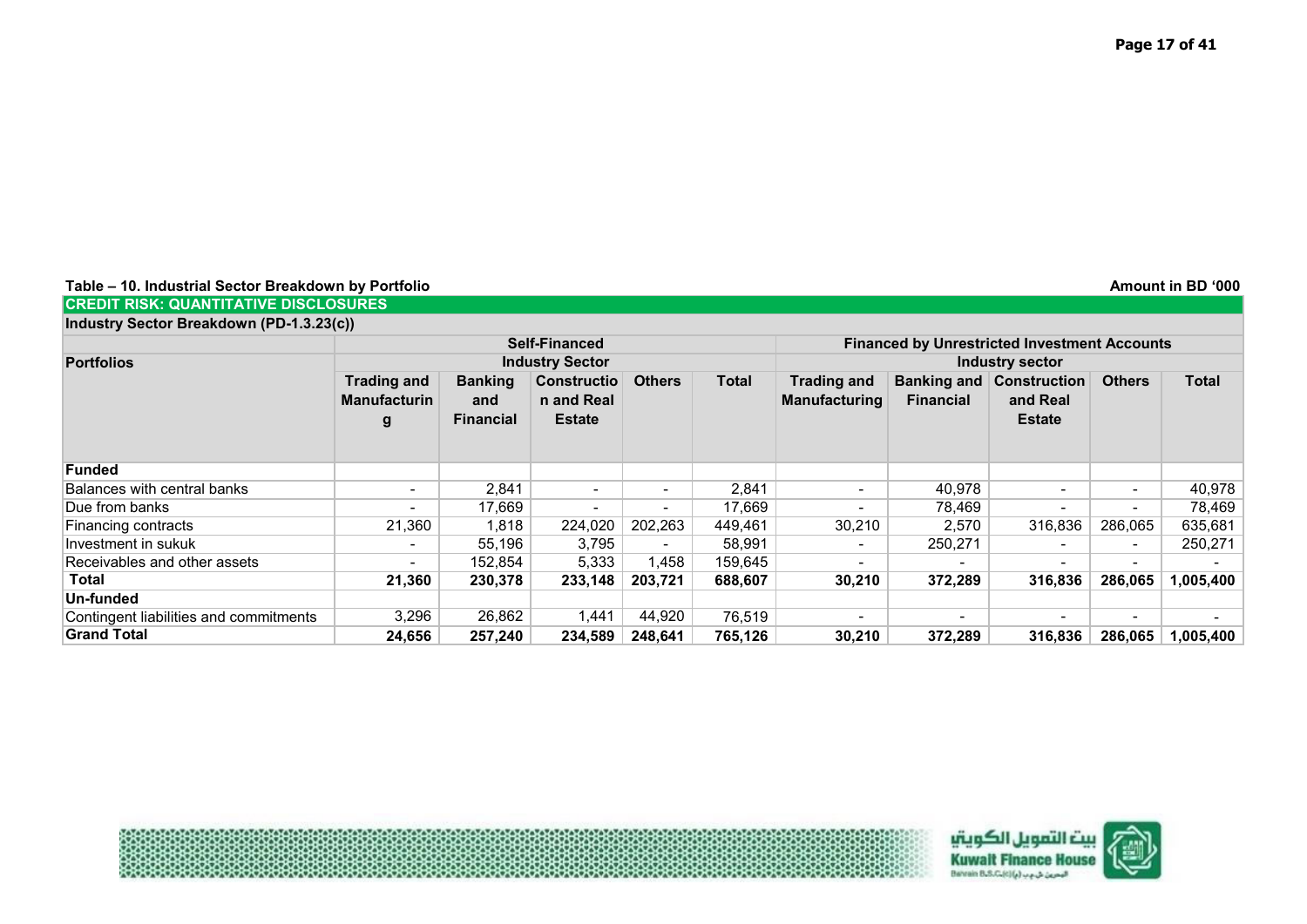**Table – 10. Industrial Sector Breakdown by Portfolio**

Amount in BD '000

**CREDIT RISK: QUANTITATIVE DISCLOSURES**

**Industry Sector Breakdown (PD-1.3.23(c))**

| Portfolios | Self-Financed | | | | | Financed by Unrestricted Investment Accounts | | | | |
|---|---|---|---|---|---|---|---|---|---|---|
| | Industry Sector | | | | | Industry sector | | | | |
| | Trading and Manufacturing | Banking and Financial | Construction and Real Estate | Others | Total | Trading and Manufacturing | Banking and Financial | Construction and Real Estate | Others | Total |
| **Funded** | | | | | | | | | | |
| Balances with central banks | - | 2,841 | - | - | 2,841 | - | 40,978 | - | - | 40,978 |
| Due from banks | - | 17,669 | - | - | 17,669 | - | 78,469 | - | - | 78,469 |
| Financing contracts | 21,360 | 1,818 | 224,020 | 202,263 | 449,461 | 30,210 | 2,570 | 316,836 | 286,065 | 635,681 |
| Investment in sukuk | - | 55,196 | 3,795 | - | 58,991 | - | 250,271 | - | - | 250,271 |
| Receivables and other assets | - | 152,854 | 5,333 | 1,458 | 159,645 | - | - | - | - | - |
| **Total** | **21,360** | **230,378** | **233,148** | **203,721** | **688,607** | **30,210** | **372,289** | **316,836** | **286,065** | **1,005,400** |
| **Un-funded** | | | | | | | | | | |
| Contingent liabilities and commitments | 3,296 | 26,862 | 1,441 | 44,920 | 76,519 | - | - | - | - | - |
| **Grand Total** | **24,656** | **257,240** | **234,589** | **248,641** | **765,126** | **30,210** | **372,289** | **316,836** | **286,065** | **1,005,400** |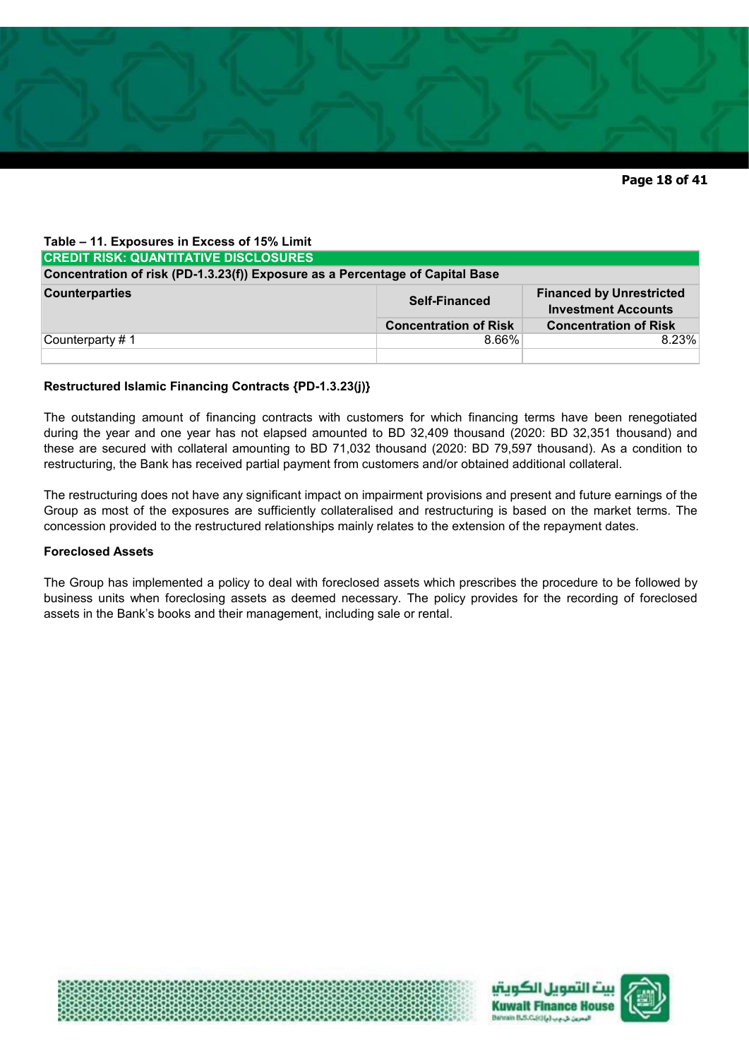**Table – 11. Exposures in Excess of 15% Limit**

| **CREDIT RISK: QUANTITATIVE DISCLOSURES** | | |
|---|---|---|
| **Concentration of risk (PD-1.3.23(f)) Exposure as a Percentage of Capital Base** | | |
| **Counterparties** | **Self-Financed** | **Financed by Unrestricted Investment Accounts** |
| | **Concentration of Risk** | **Concentration of Risk** |
| Counterparty # 1 | 8.66% | 8.23% |
| | | |

**Restructured Islamic Financing Contracts {PD-1.3.23(j)}**

The outstanding amount of financing contracts with customers for which financing terms have been renegotiated during the year and one year has not elapsed amounted to BD 32,409 thousand (2020: BD 32,351 thousand) and these are secured with collateral amounting to BD 71,032 thousand (2020: BD 79,597 thousand). As a condition to restructuring, the Bank has received partial payment from customers and/or obtained additional collateral.

The restructuring does not have any significant impact on impairment provisions and present and future earnings of the Group as most of the exposures are sufficiently collateralised and restructuring is based on the market terms. The concession provided to the restructured relationships mainly relates to the extension of the repayment dates.

**Foreclosed Assets**

The Group has implemented a policy to deal with foreclosed assets which prescribes the procedure to be followed by business units when foreclosing assets as deemed necessary. The policy provides for the recording of foreclosed assets in the Bank's books and their management, including sale or rental.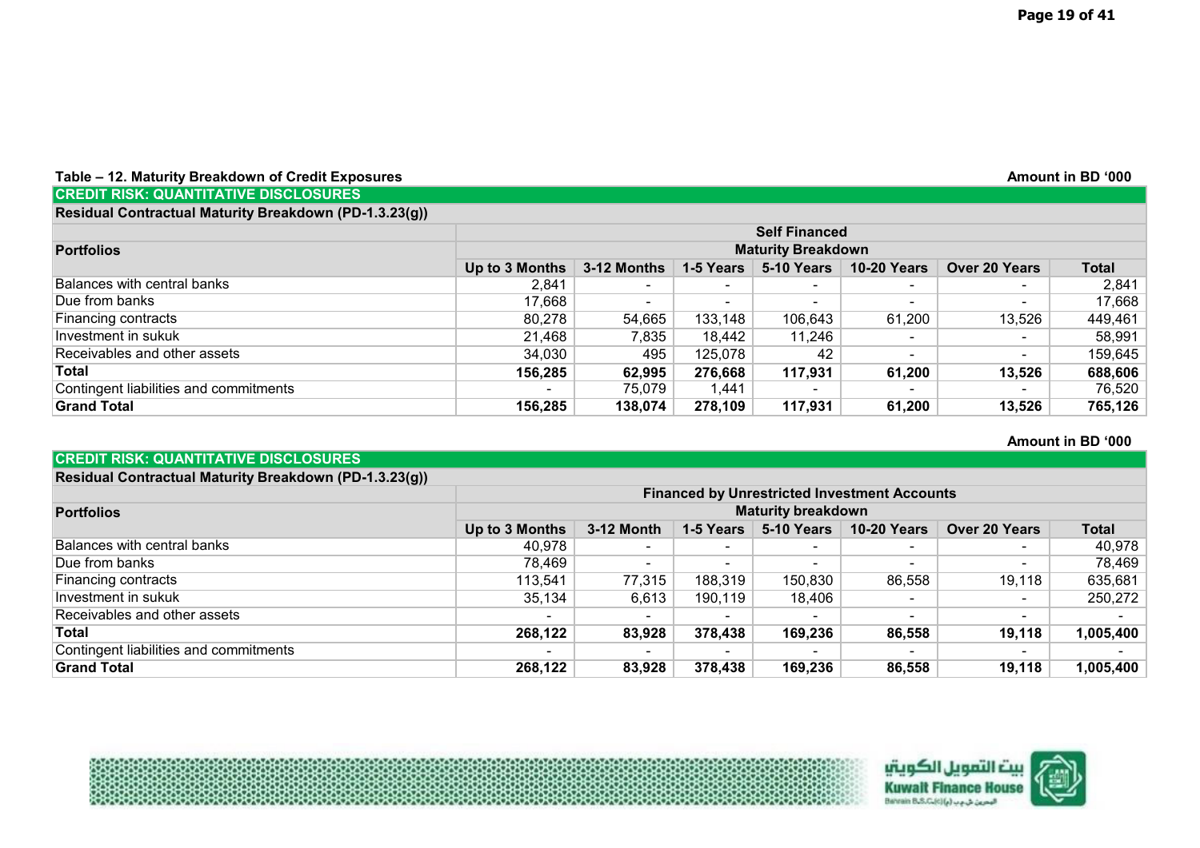**Table – 12. Maturity Breakdown of Credit Exposures**

Amount in BD '000

| CREDIT RISK: QUANTITATIVE DISCLOSURES | | | | | | | |
|---|---|---|---|---|---|---|---|
| **Residual Contractual Maturity Breakdown (PD-1.3.23(g))** | | | | | | | |
| | **Self Financed** | | | | | | |
| **Portfolios** | **Maturity Breakdown** | | | | | | |
| | **Up to 3 Months** | **3-12 Months** | **1-5 Years** | **5-10 Years** | **10-20 Years** | **Over 20 Years** | **Total** |
| Balances with central banks | 2,841 | - | - | - | - | - | 2,841 |
| Due from banks | 17,668 | - | - | - | - | - | 17,668 |
| Financing contracts | 80,278 | 54,665 | 133,148 | 106,643 | 61,200 | 13,526 | 449,461 |
| Investment in sukuk | 21,468 | 7,835 | 18,442 | 11,246 | - | - | 58,991 |
| Receivables and other assets | 34,030 | 495 | 125,078 | 42 | - | - | 159,645 |
| **Total** | **156,285** | **62,995** | **276,668** | **117,931** | **61,200** | **13,526** | **688,606** |
| Contingent liabilities and commitments | - | 75,079 | 1,441 | - | - | - | 76,520 |
| **Grand Total** | **156,285** | **138,074** | **278,109** | **117,931** | **61,200** | **13,526** | **765,126** |

Amount in BD '000

| CREDIT RISK: QUANTITATIVE DISCLOSURES | | | | | | | |
|---|---|---|---|---|---|---|---|
| **Residual Contractual Maturity Breakdown (PD-1.3.23(g))** | | | | | | | |
| | **Financed by Unrestricted Investment Accounts** | | | | | | |
| **Portfolios** | **Maturity breakdown** | | | | | | |
| | **Up to 3 Months** | **3-12 Month** | **1-5 Years** | **5-10 Years** | **10-20 Years** | **Over 20 Years** | **Total** |
| Balances with central banks | 40,978 | - | - | - | - | - | 40,978 |
| Due from banks | 78,469 | - | - | - | - | - | 78,469 |
| Financing contracts | 113,541 | 77,315 | 188,319 | 150,830 | 86,558 | 19,118 | 635,681 |
| Investment in sukuk | 35,134 | 6,613 | 190,119 | 18,406 | - | - | 250,272 |
| Receivables and other assets | - | - | - | - | - | - | - |
| **Total** | **268,122** | **83,928** | **378,438** | **169,236** | **86,558** | **19,118** | **1,005,400** |
| Contingent liabilities and commitments | - | - | - | - | - | - | - |
| **Grand Total** | **268,122** | **83,928** | **378,438** | **169,236** | **86,558** | **19,118** | **1,005,400** |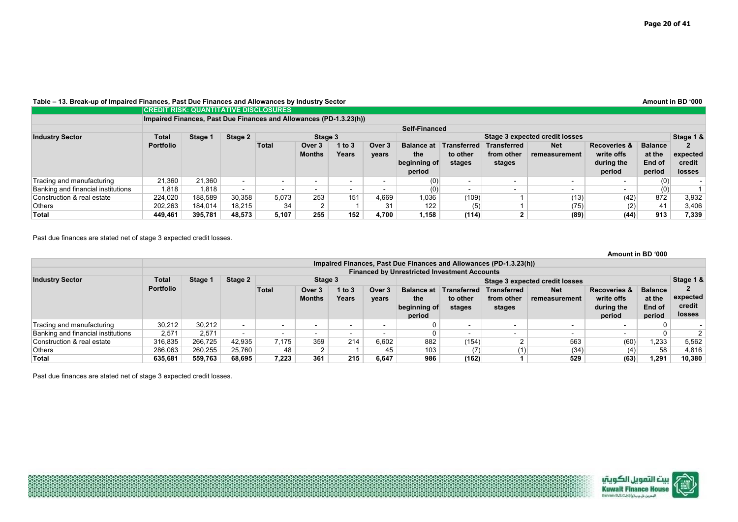**Table – 13. Break-up of Impaired Finances, Past Due Finances and Allowances by Industry Sector**

Amount in BD '000

**CREDIT RISK: QUANTITATIVE DISCLOSURES**

Impaired Finances, Past Due Finances and Allowances (PD-1.3.23(h))

| Industry Sector | Self-Financed | | | | | | | | | | | | | |
|---|---|---|---|---|---|---|---|---|---|---|---|---|---|---|
| | Total Portfolio | Stage 1 | Stage 2 | Stage 3 | | | | Stage 3 expected credit losses | | | | | | Stage 1 & 2 expected credit losses |
| | | | | Total | Over 3 Months | 1 to 3 Years | Over 3 years | Balance at the beginning of period | Transferred to other stages | Transferred from other stages | Net remeasurement | Recoveries & write offs during the period | Balance at the End of period | |
| Trading and manufacturing | 21,360 | 21,360 | - | - | - | - | - | (0) | - | - | - | - | (0) | - |
| Banking and financial institutions | 1,818 | 1,818 | - | - | - | - | - | (0) | - | - | - | - | (0) | 1 |
| Construction & real estate | 224,020 | 188,589 | 30,358 | 5,073 | 253 | 151 | 4,669 | 1,036 | (109) | 1 | (13) | (42) | 872 | 3,932 |
| Others | 202,263 | 184,014 | 18,215 | 34 | 2 | 1 | 31 | 122 | (5) | 1 | (75) | (2) | 41 | 3,406 |
| **Total** | **449,461** | **395,781** | **48,573** | **5,107** | **255** | **152** | **4,700** | **1,158** | **(114)** | **2** | **(89)** | **(44)** | **913** | **7,339** |

Past due finances are stated net of stage 3 expected credit losses.

Amount in BD '000

| Industry Sector | Impaired Finances, Past Due Finances and Allowances (PD-1.3.23(h)) Financed by Unrestricted Investment Accounts | | | | | | | | | | | | | |
|---|---|---|---|---|---|---|---|---|---|---|---|---|---|---|
| | Total Portfolio | Stage 1 | Stage 2 | Stage 3 | | | | Stage 3 expected credit losses | | | | | | Stage 1 & 2 expected credit losses |
| | | | | Total | Over 3 Months | 1 to 3 Years | Over 3 years | Balance at the beginning of period | Transferred to other stages | Transferred from other stages | Net remeasurement | Recoveries & write offs during the period | Balance at the End of period | |
| Trading and manufacturing | 30,212 | 30,212 | - | - | - | - | - | 0 | - | - | - | - | 0 | - |
| Banking and financial institutions | 2,571 | 2,571 | - | - | - | - | - | 0 | - | - | - | - | 0 | 2 |
| Construction & real estate | 316,835 | 266,725 | 42,935 | 7,175 | 359 | 214 | 6,602 | 882 | (154) | 2 | 563 | (60) | 1,233 | 5,562 |
| Others | 286,063 | 260,255 | 25,760 | 48 | 2 | 1 | 45 | 103 | (7) | (1) | (34) | (4) | 58 | 4,816 |
| **Total** | **635,681** | **559,763** | **68,695** | **7,223** | **361** | **215** | **6,647** | **986** | **(162)** | **1** | **529** | **(63)** | **1,291** | **10,380** |

Past due finances are stated net of stage 3 expected credit losses.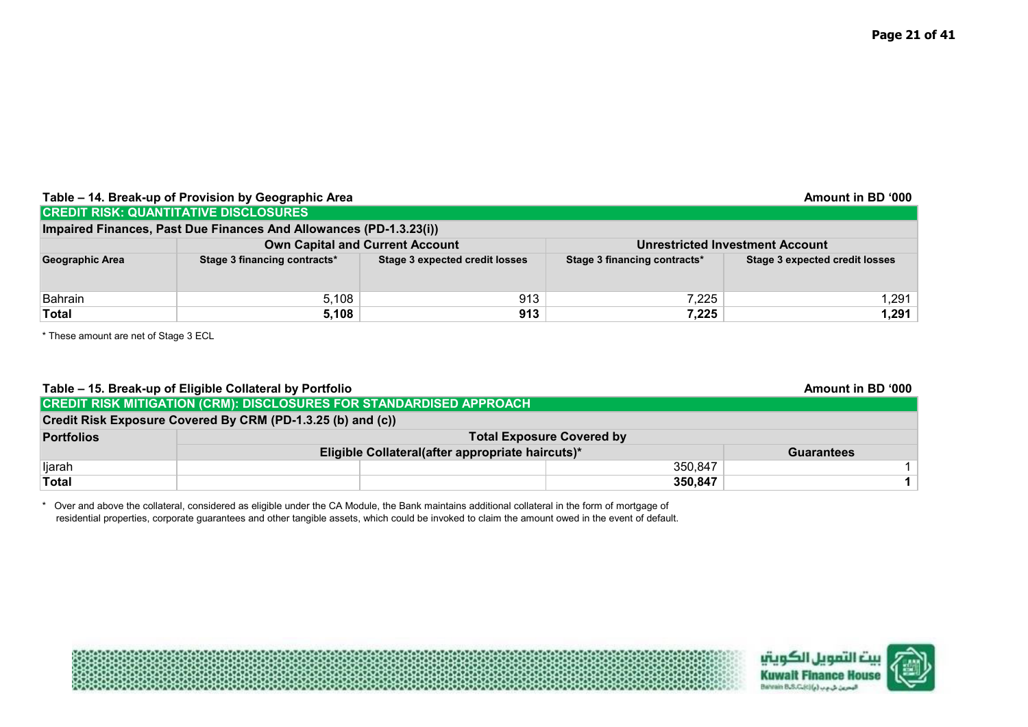**Table – 14. Break-up of Provision by Geographic Area** — Amount in BD '000

**CREDIT RISK: QUANTITATIVE DISCLOSURES**

**Impaired Finances, Past Due Finances And Allowances (PD-1.3.23(i))**

| | Own Capital and Current Account | | Unrestricted Investment Account | |
|---|---|---|---|---|
| **Geographic Area** | **Stage 3 financing contracts*** | **Stage 3 expected credit losses** | **Stage 3 financing contracts*** | **Stage 3 expected credit losses** |
| Bahrain | 5,108 | 913 | 7,225 | 1,291 |
| **Total** | **5,108** | **913** | **7,225** | **1,291** |

* These amount are net of Stage 3 ECL

**Table – 15. Break-up of Eligible Collateral by Portfolio** — Amount in BD '000

**CREDIT RISK MITIGATION (CRM): DISCLOSURES FOR STANDARDISED APPROACH**

**Credit Risk Exposure Covered By CRM (PD-1.3.25 (b) and (c))**

| **Portfolios** | **Total Exposure Covered by** | | | |
|---|---|---|---|---|
| | **Eligible Collateral(after appropriate haircuts)*** | | | **Guarantees** |
| Ijarah | | | 350,847 | 1 |
| **Total** | | | **350,847** | **1** |

* Over and above the collateral, considered as eligible under the CA Module, the Bank maintains additional collateral in the form of mortgage of residential properties, corporate guarantees and other tangible assets, which could be invoked to claim the amount owed in the event of default.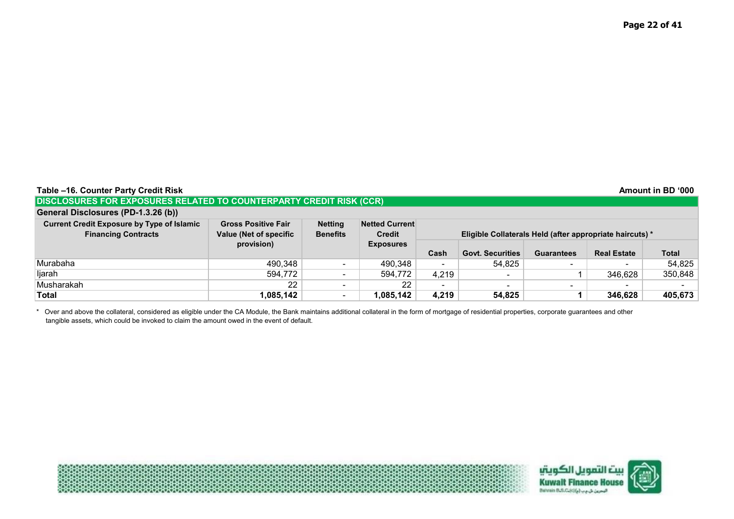**Table –16. Counter Party Credit Risk** | **Amount in BD '000**

**DISCLOSURES FOR EXPOSURES RELATED TO COUNTERPARTY CREDIT RISK (CCR)**

**General Disclosures (PD-1.3.26 (b))**

| Current Credit Exposure by Type of Islamic Financing Contracts | Gross Positive Fair Value (Net of specific provision) | Netting Benefits | Netted Current Credit Exposures | Eligible Collaterals Held (after appropriate haircuts) * | | | | |
|---|---|---|---|---|---|---|---|---|
| | | | | Cash | Govt. Securities | Guarantees | Real Estate | Total |
| Murabaha | 490,348 | - | 490,348 | - | 54,825 | - | - | 54,825 |
| Ijarah | 594,772 | - | 594,772 | 4,219 | - | 1 | 346,628 | 350,848 |
| Musharakah | 22 | - | 22 | - | - | - | - | - |
| **Total** | **1,085,142** | - | **1,085,142** | **4,219** | **54,825** | **1** | **346,628** | **405,673** |

* Over and above the collateral, considered as eligible under the CA Module, the Bank maintains additional collateral in the form of mortgage of residential properties, corporate guarantees and other tangible assets, which could be invoked to claim the amount owed in the event of default.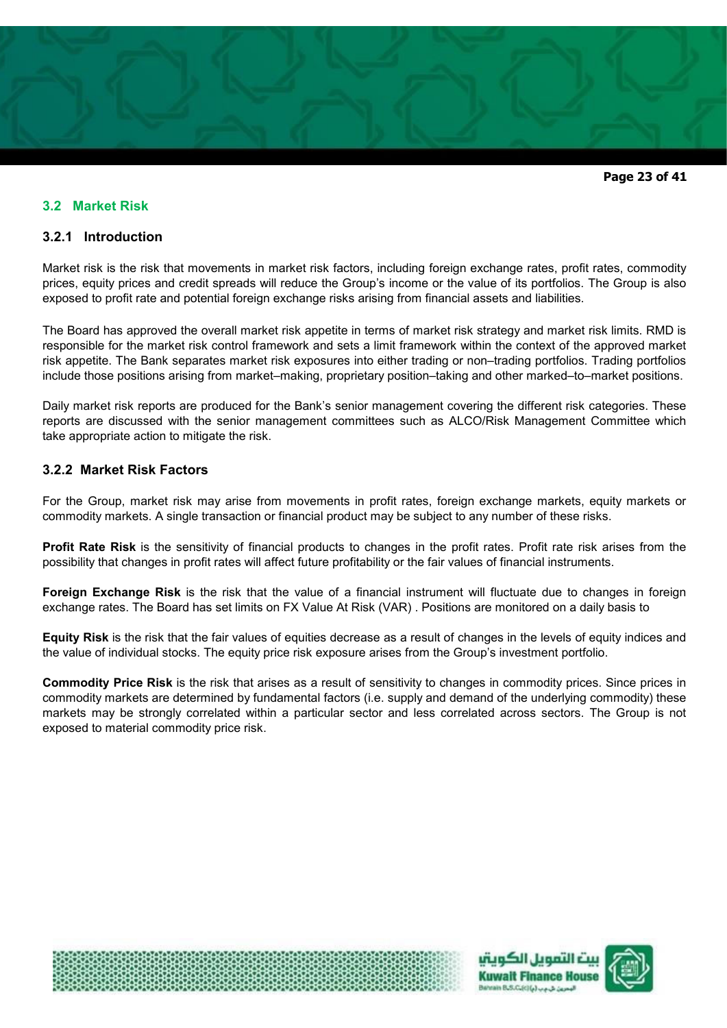## 3.2 Market Risk

### 3.2.1 Introduction

Market risk is the risk that movements in market risk factors, including foreign exchange rates, profit rates, commodity prices, equity prices and credit spreads will reduce the Group's income or the value of its portfolios. The Group is also exposed to profit rate and potential foreign exchange risks arising from financial assets and liabilities.

The Board has approved the overall market risk appetite in terms of market risk strategy and market risk limits. RMD is responsible for the market risk control framework and sets a limit framework within the context of the approved market risk appetite. The Bank separates market risk exposures into either trading or non–trading portfolios. Trading portfolios include those positions arising from market–making, proprietary position–taking and other marked–to–market positions.

Daily market risk reports are produced for the Bank's senior management covering the different risk categories. These reports are discussed with the senior management committees such as ALCO/Risk Management Committee which take appropriate action to mitigate the risk.

### 3.2.2 Market Risk Factors

For the Group, market risk may arise from movements in profit rates, foreign exchange markets, equity markets or commodity markets. A single transaction or financial product may be subject to any number of these risks.

**Profit Rate Risk** is the sensitivity of financial products to changes in the profit rates. Profit rate risk arises from the possibility that changes in profit rates will affect future profitability or the fair values of financial instruments.

**Foreign Exchange Risk** is the risk that the value of a financial instrument will fluctuate due to changes in foreign exchange rates. The Board has set limits on FX Value At Risk (VAR) . Positions are monitored on a daily basis to

**Equity Risk** is the risk that the fair values of equities decrease as a result of changes in the levels of equity indices and the value of individual stocks. The equity price risk exposure arises from the Group's investment portfolio.

**Commodity Price Risk** is the risk that arises as a result of sensitivity to changes in commodity prices. Since prices in commodity markets are determined by fundamental factors (i.e. supply and demand of the underlying commodity) these markets may be strongly correlated within a particular sector and less correlated across sectors. The Group is not exposed to material commodity price risk.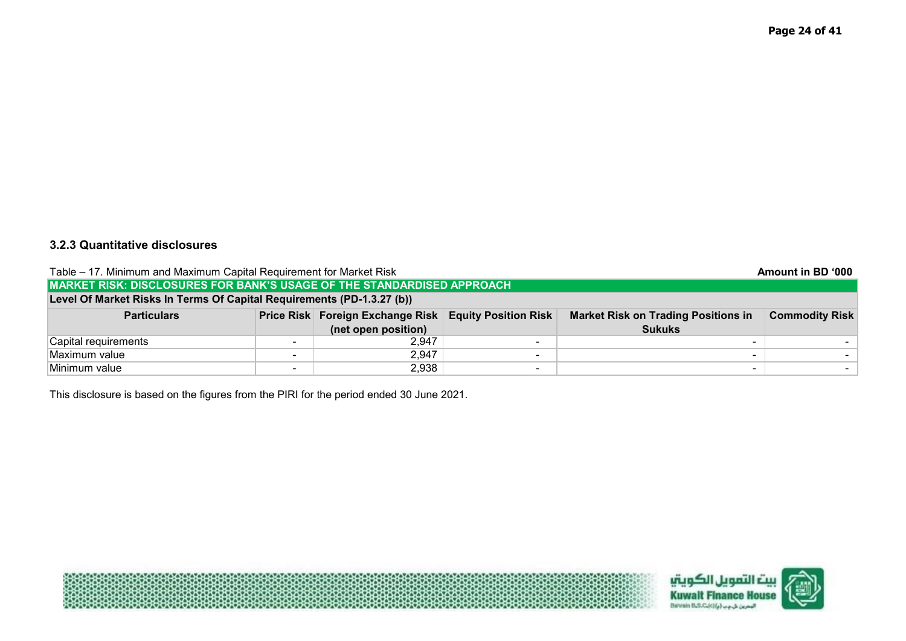### 3.2.3 Quantitative disclosures

Table – 17. Minimum and Maximum Capital Requirement for Market Risk

**Amount in BD '000**

| **MARKET RISK: DISCLOSURES FOR BANK'S USAGE OF THE STANDARDISED APPROACH** | | | | | |
|---|---|---|---|---|---|
| **Level Of Market Risks In Terms Of Capital Requirements (PD-1.3.27 (b))** | | | | | |
| **Particulars** | **Price Risk** | **Foreign Exchange Risk (net open position)** | **Equity Position Risk** | **Market Risk on Trading Positions in Sukuks** | **Commodity Risk** |
| Capital requirements | - | 2,947 | - | - | - |
| Maximum value | - | 2,947 | - | - | - |
| Minimum value | - | 2,938 | - | - | - |

This disclosure is based on the figures from the PIRI for the period ended 30 June 2021.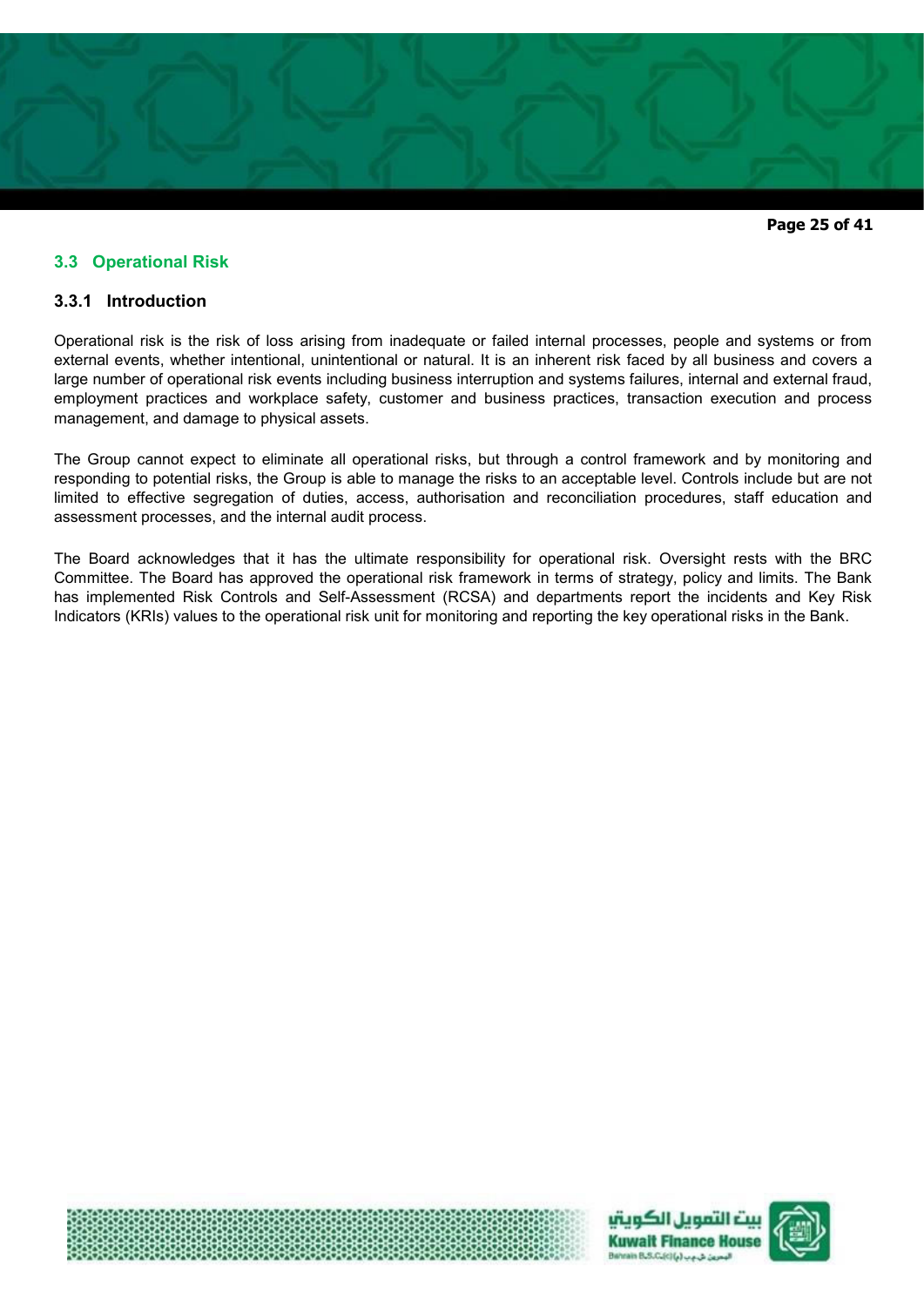## 3.3 Operational Risk

### 3.3.1 Introduction

Operational risk is the risk of loss arising from inadequate or failed internal processes, people and systems or from external events, whether intentional, unintentional or natural. It is an inherent risk faced by all business and covers a large number of operational risk events including business interruption and systems failures, internal and external fraud, employment practices and workplace safety, customer and business practices, transaction execution and process management, and damage to physical assets.

The Group cannot expect to eliminate all operational risks, but through a control framework and by monitoring and responding to potential risks, the Group is able to manage the risks to an acceptable level. Controls include but are not limited to effective segregation of duties, access, authorisation and reconciliation procedures, staff education and assessment processes, and the internal audit process.

The Board acknowledges that it has the ultimate responsibility for operational risk. Oversight rests with the BRC Committee. The Board has approved the operational risk framework in terms of strategy, policy and limits. The Bank has implemented Risk Controls and Self-Assessment (RCSA) and departments report the incidents and Key Risk Indicators (KRIs) values to the operational risk unit for monitoring and reporting the key operational risks in the Bank.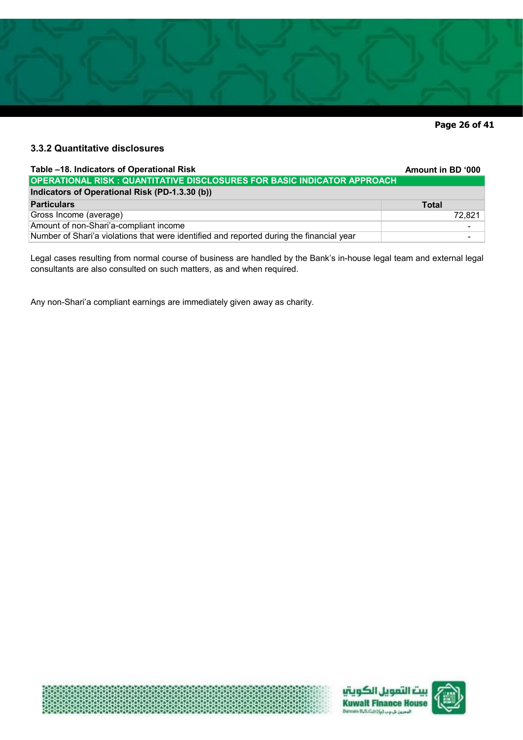### 3.3.2 Quantitative disclosures

**Table –18. Indicators of Operational Risk** **Amount in BD '000**

| OPERATIONAL RISK : QUANTITATIVE DISCLOSURES FOR BASIC INDICATOR APPROACH | |
|---|---|
| **Indicators of Operational Risk (PD-1.3.30 (b))** | |
| **Particulars** | **Total** |
| Gross Income (average) | 72,821 |
| Amount of non-Shari'a-compliant income | - |
| Number of Shari'a violations that were identified and reported during the financial year | - |

Legal cases resulting from normal course of business are handled by the Bank's in-house legal team and external legal consultants are also consulted on such matters, as and when required.

Any non-Shari'a compliant earnings are immediately given away as charity.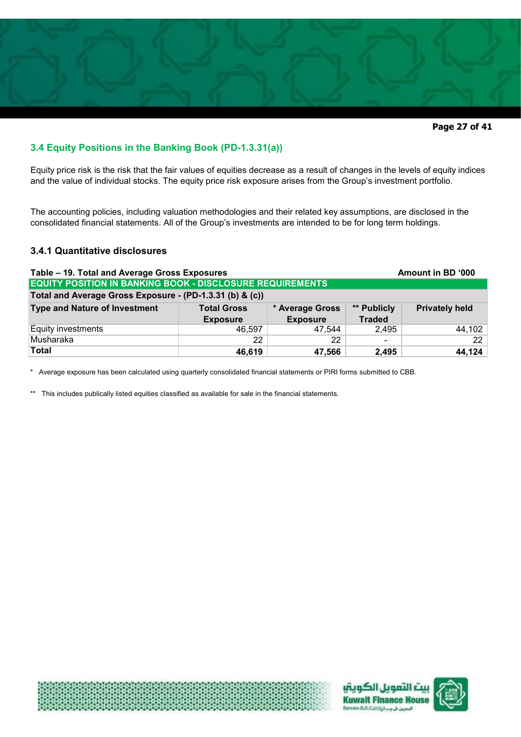## 3.4 Equity Positions in the Banking Book (PD-1.3.31(a))

Equity price risk is the risk that the fair values of equities decrease as a result of changes in the levels of equity indices and the value of individual stocks. The equity price risk exposure arises from the Group's investment portfolio.

The accounting policies, including valuation methodologies and their related key assumptions, are disclosed in the consolidated financial statements. All of the Group's investments are intended to be for long term holdings.

### 3.4.1 Quantitative disclosures

**Table – 19. Total and Average Gross Exposures** **Amount in BD '000**

| EQUITY POSITION IN BANKING BOOK - DISCLOSURE REQUIREMENTS | | | | |
|---|---|---|---|---|
| **Total and Average Gross Exposure - (PD-1.3.31 (b) & (c))** | | | | |
| **Type and Nature of Investment** | **Total Gross Exposure** | **\* Average Gross Exposure** | **\*\* Publicly Traded** | **Privately held** |
| Equity investments | 46,597 | 47,544 | 2,495 | 44,102 |
| Musharaka | 22 | 22 | - | 22 |
| **Total** | **46,619** | **47,566** | **2,495** | **44,124** |

\* Average exposure has been calculated using quarterly consolidated financial statements or PIRI forms submitted to CBB.

\*\* This includes publically listed equities classified as available for sale in the financial statements.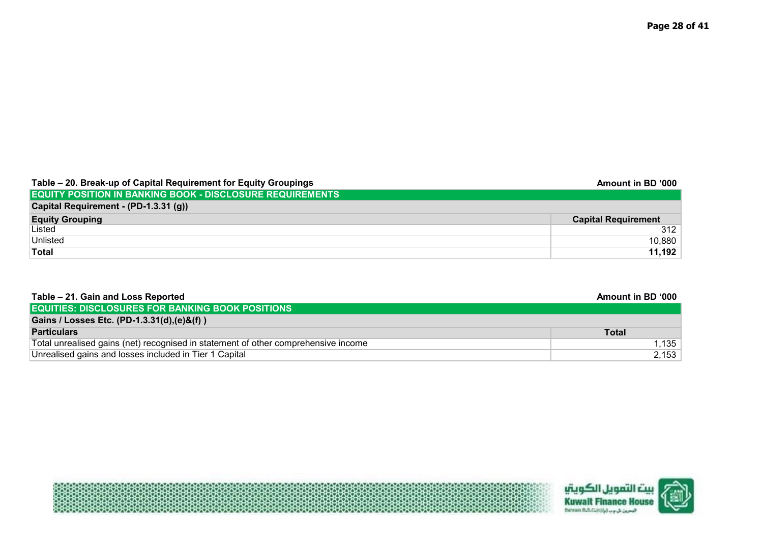**Table – 20. Break-up of Capital Requirement for Equity Groupings**

Amount in BD '000

| EQUITY POSITION IN BANKING BOOK - DISCLOSURE REQUIREMENTS | |
|---|---|
| **Capital Requirement - (PD-1.3.31 (g))** | |
| **Equity Grouping** | **Capital Requirement** |
| Listed | 312 |
| Unlisted | 10,880 |
| **Total** | **11,192** |

**Table – 21. Gain and Loss Reported**

Amount in BD '000

| EQUITIES: DISCLOSURES FOR BANKING BOOK POSITIONS | |
|---|---|
| **Gains / Losses Etc. (PD-1.3.31(d),(e)&(f) )** | |
| **Particulars** | **Total** |
| Total unrealised gains (net) recognised in statement of other comprehensive income | 1,135 |
| Unrealised gains and losses included in Tier 1 Capital | 2,153 |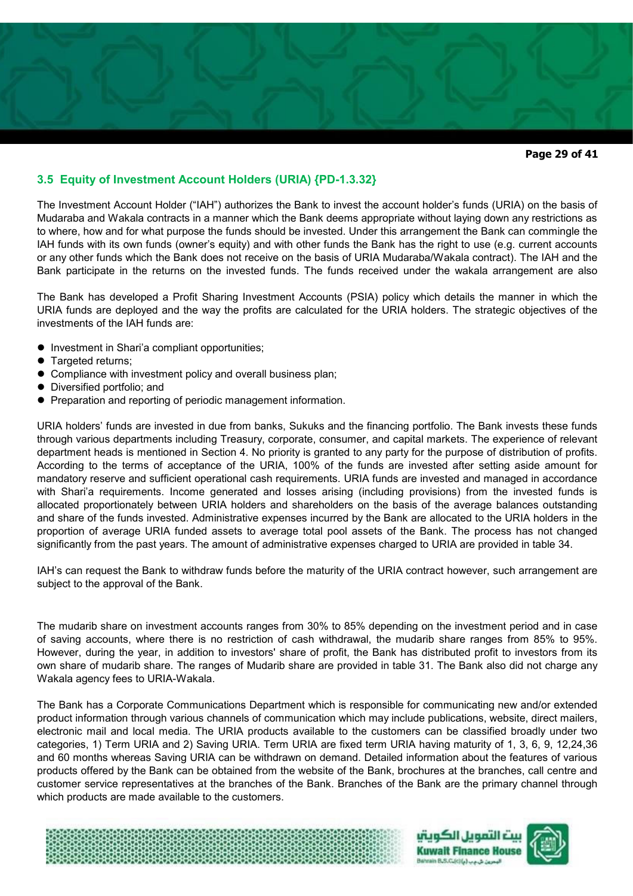## 3.5 Equity of Investment Account Holders (URIA) {PD-1.3.32}

The Investment Account Holder ("IAH") authorizes the Bank to invest the account holder's funds (URIA) on the basis of Mudaraba and Wakala contracts in a manner which the Bank deems appropriate without laying down any restrictions as to where, how and for what purpose the funds should be invested. Under this arrangement the Bank can commingle the IAH funds with its own funds (owner's equity) and with other funds the Bank has the right to use (e.g. current accounts or any other funds which the Bank does not receive on the basis of URIA Mudaraba/Wakala contract). The IAH and the Bank participate in the returns on the invested funds. The funds received under the wakala arrangement are also

The Bank has developed a Profit Sharing Investment Accounts (PSIA) policy which details the manner in which the URIA funds are deployed and the way the profits are calculated for the URIA holders. The strategic objectives of the investments of the IAH funds are:

- Investment in Shari'a compliant opportunities;
- Targeted returns;
- Compliance with investment policy and overall business plan;
- Diversified portfolio; and
- Preparation and reporting of periodic management information.

URIA holders' funds are invested in due from banks, Sukuks and the financing portfolio. The Bank invests these funds through various departments including Treasury, corporate, consumer, and capital markets. The experience of relevant department heads is mentioned in Section 4. No priority is granted to any party for the purpose of distribution of profits. According to the terms of acceptance of the URIA, 100% of the funds are invested after setting aside amount for mandatory reserve and sufficient operational cash requirements. URIA funds are invested and managed in accordance with Shari'a requirements. Income generated and losses arising (including provisions) from the invested funds is allocated proportionately between URIA holders and shareholders on the basis of the average balances outstanding and share of the funds invested. Administrative expenses incurred by the Bank are allocated to the URIA holders in the proportion of average URIA funded assets to average total pool assets of the Bank. The process has not changed significantly from the past years. The amount of administrative expenses charged to URIA are provided in table 34.

IAH's can request the Bank to withdraw funds before the maturity of the URIA contract however, such arrangement are subject to the approval of the Bank.

The mudarib share on investment accounts ranges from 30% to 85% depending on the investment period and in case of saving accounts, where there is no restriction of cash withdrawal, the mudarib share ranges from 85% to 95%. However, during the year, in addition to investors' share of profit, the Bank has distributed profit to investors from its own share of mudarib share. The ranges of Mudarib share are provided in table 31. The Bank also did not charge any Wakala agency fees to URIA-Wakala.

The Bank has a Corporate Communications Department which is responsible for communicating new and/or extended product information through various channels of communication which may include publications, website, direct mailers, electronic mail and local media. The URIA products available to the customers can be classified broadly under two categories, 1) Term URIA and 2) Saving URIA. Term URIA are fixed term URIA having maturity of 1, 3, 6, 9, 12,24,36 and 60 months whereas Saving URIA can be withdrawn on demand. Detailed information about the features of various products offered by the Bank can be obtained from the website of the Bank, brochures at the branches, call centre and customer service representatives at the branches of the Bank. Branches of the Bank are the primary channel through which products are made available to the customers.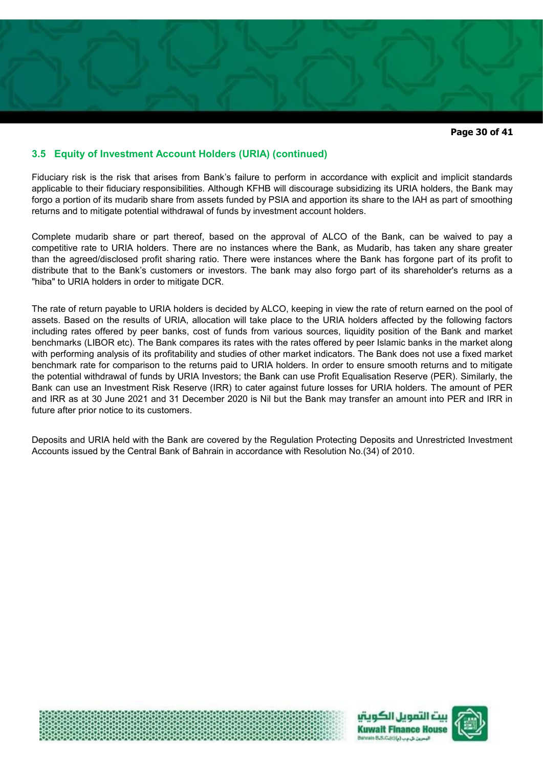### 3.5 Equity of Investment Account Holders (URIA) (continued)

Fiduciary risk is the risk that arises from Bank's failure to perform in accordance with explicit and implicit standards applicable to their fiduciary responsibilities. Although KFHB will discourage subsidizing its URIA holders, the Bank may forgo a portion of its mudarib share from assets funded by PSIA and apportion its share to the IAH as part of smoothing returns and to mitigate potential withdrawal of funds by investment account holders.

Complete mudarib share or part thereof, based on the approval of ALCO of the Bank, can be waived to pay a competitive rate to URIA holders. There are no instances where the Bank, as Mudarib, has taken any share greater than the agreed/disclosed profit sharing ratio. There were instances where the Bank has forgone part of its profit to distribute that to the Bank's customers or investors. The bank may also forgo part of its shareholder's returns as a "hiba" to URIA holders in order to mitigate DCR.

The rate of return payable to URIA holders is decided by ALCO, keeping in view the rate of return earned on the pool of assets. Based on the results of URIA, allocation will take place to the URIA holders affected by the following factors including rates offered by peer banks, cost of funds from various sources, liquidity position of the Bank and market benchmarks (LIBOR etc). The Bank compares its rates with the rates offered by peer Islamic banks in the market along with performing analysis of its profitability and studies of other market indicators. The Bank does not use a fixed market benchmark rate for comparison to the returns paid to URIA holders. In order to ensure smooth returns and to mitigate the potential withdrawal of funds by URIA Investors; the Bank can use Profit Equalisation Reserve (PER). Similarly, the Bank can use an Investment Risk Reserve (IRR) to cater against future losses for URIA holders. The amount of PER and IRR as at 30 June 2021 and 31 December 2020 is Nil but the Bank may transfer an amount into PER and IRR in future after prior notice to its customers.

Deposits and URIA held with the Bank are covered by the Regulation Protecting Deposits and Unrestricted Investment Accounts issued by the Central Bank of Bahrain in accordance with Resolution No.(34) of 2010.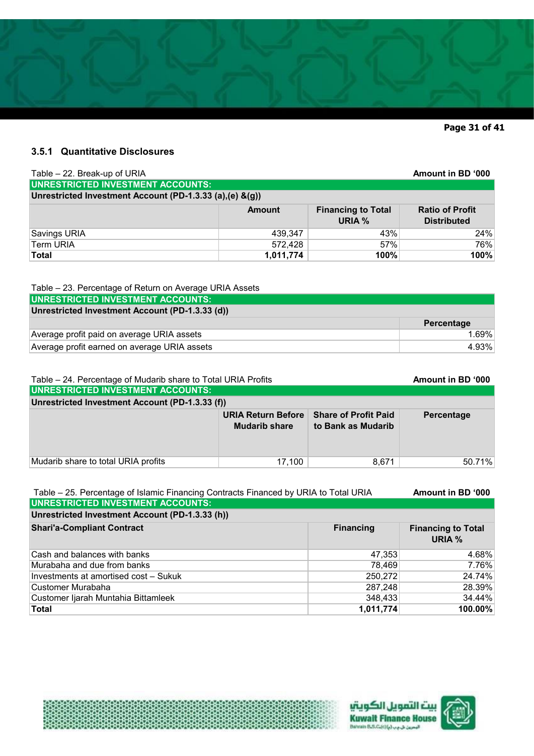### 3.5.1 Quantitative Disclosures

Table – 22. Break-up of URIA

Amount in BD '000

| UNRESTRICTED INVESTMENT ACCOUNTS: | | | |
|---|---|---|---|
| **Unrestricted Investment Account (PD-1.3.33 (a),(e) &(g))** | | | |
| | **Amount** | **Financing to Total URIA %** | **Ratio of Profit Distributed** |
| Savings URIA | 439,347 | 43% | 24% |
| Term URIA | 572,428 | 57% | 76% |
| **Total** | **1,011,774** | **100%** | **100%** |

Table – 23. Percentage of Return on Average URIA Assets

| UNRESTRICTED INVESTMENT ACCOUNTS: | |
|---|---|
| **Unrestricted Investment Account (PD-1.3.33 (d))** | |
| | **Percentage** |
| Average profit paid on average URIA assets | 1.69% |
| Average profit earned on average URIA assets | 4.93% |

Table – 24. Percentage of Mudarib share to Total URIA Profits

Amount in BD '000

| UNRESTRICTED INVESTMENT ACCOUNTS: | | | |
|---|---|---|---|
| **Unrestricted Investment Account (PD-1.3.33 (f))** | | | |
| | **URIA Return Before Mudarib share** | **Share of Profit Paid to Bank as Mudarib** | **Percentage** |
| Mudarib share to total URIA profits | 17,100 | 8,671 | 50.71% |

Table – 25. Percentage of Islamic Financing Contracts Financed by URIA to Total URIA

Amount in BD '000

| UNRESTRICTED INVESTMENT ACCOUNTS: | | |
|---|---|---|
| **Unrestricted Investment Account (PD-1.3.33 (h))** | | |
| **Shari'a-Compliant Contract** | **Financing** | **Financing to Total URIA %** |
| Cash and balances with banks | 47,353 | 4.68% |
| Murabaha and due from banks | 78,469 | 7.76% |
| Investments at amortised cost – Sukuk | 250,272 | 24.74% |
| Customer Murabaha | 287,248 | 28.39% |
| Customer Ijarah Muntahia Bittamleek | 348,433 | 34.44% |
| **Total** | **1,011,774** | **100.00%** |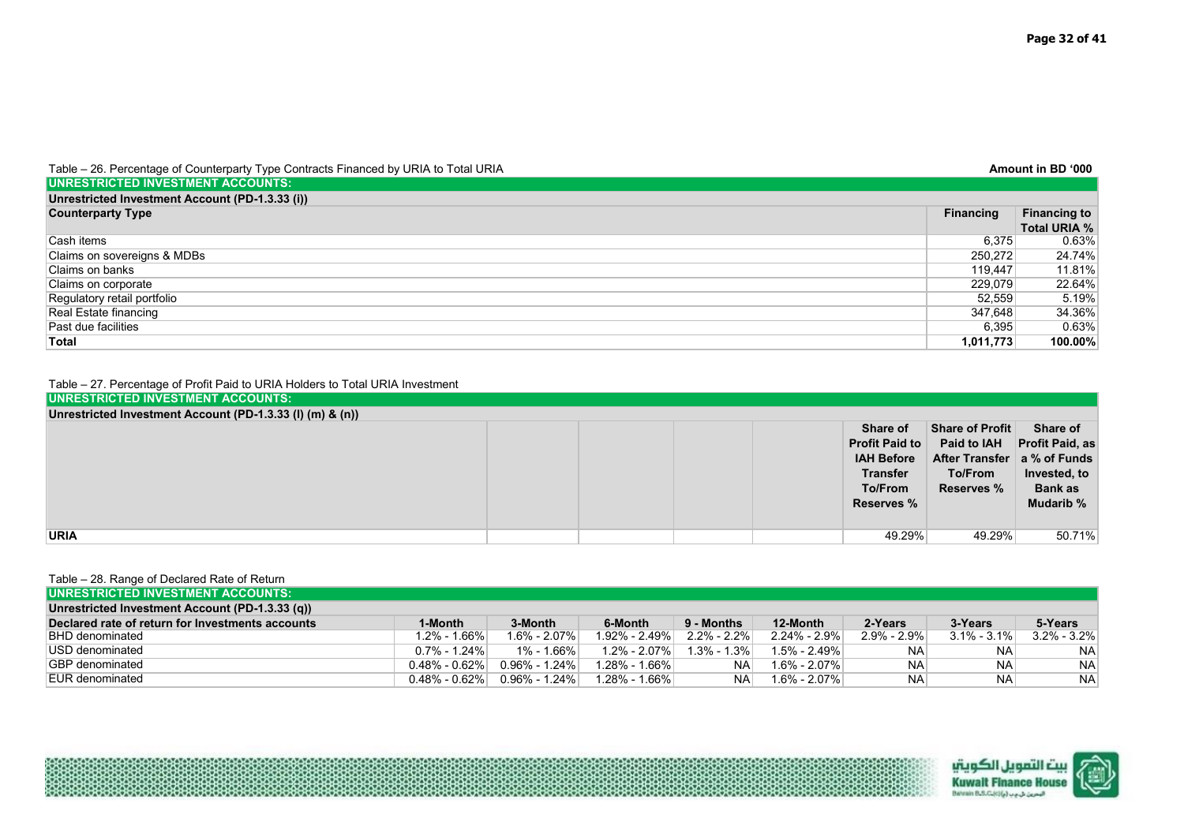Table – 26. Percentage of Counterparty Type Contracts Financed by URIA to Total URIA

Amount in BD '000

| UNRESTRICTED INVESTMENT ACCOUNTS: | | |
|---|---|---|
| **Unrestricted Investment Account (PD-1.3.33 (i))** | | |
| **Counterparty Type** | **Financing** | **Financing to Total URIA %** |
| Cash items | 6,375 | 0.63% |
| Claims on sovereigns & MDBs | 250,272 | 24.74% |
| Claims on banks | 119,447 | 11.81% |
| Claims on corporate | 229,079 | 22.64% |
| Regulatory retail portfolio | 52,559 | 5.19% |
| Real Estate financing | 347,648 | 34.36% |
| Past due facilities | 6,395 | 0.63% |
| **Total** | **1,011,773** | **100.00%** |

Table – 27. Percentage of Profit Paid to URIA Holders to Total URIA Investment

| UNRESTRICTED INVESTMENT ACCOUNTS: | | | | | | | |
|---|---|---|---|---|---|---|---|
| **Unrestricted Investment Account (PD-1.3.33 (l) (m) & (n))** | | | | | | | |
| | | | | | **Share of Profit Paid to IAH Before Transfer To/From Reserves %** | **Share of Profit Paid to IAH After Transfer To/From Reserves %** | **Share of Profit Paid, as a % of Funds Invested, to Bank as Mudarib %** |
| **URIA** | | | | | 49.29% | 49.29% | 50.71% |

Table – 28. Range of Declared Rate of Return

| UNRESTRICTED INVESTMENT ACCOUNTS: | | | | | | | | |
|---|---|---|---|---|---|---|---|---|
| **Unrestricted Investment Account (PD-1.3.33 (q))** | | | | | | | | |
| **Declared rate of return for Investments accounts** | **1-Month** | **3-Month** | **6-Month** | **9 - Months** | **12-Month** | **2-Years** | **3-Years** | **5-Years** |
| BHD denominated | 1.2% - 1.66% | 1.6% - 2.07% | 1.92% - 2.49% | 2.2% - 2.2% | 2.24% - 2.9% | 2.9% - 2.9% | 3.1% - 3.1% | 3.2% - 3.2% |
| USD denominated | 0.7% - 1.24% | 1% - 1.66% | 1.2% - 2.07% | 1.3% - 1.3% | 1.5% - 2.49% | NA | NA | NA |
| GBP denominated | 0.48% - 0.62% | 0.96% - 1.24% | 1.28% - 1.66% | NA | 1.6% - 2.07% | NA | NA | NA |
| EUR denominated | 0.48% - 0.62% | 0.96% - 1.24% | 1.28% - 1.66% | NA | 1.6% - 2.07% | NA | NA | NA |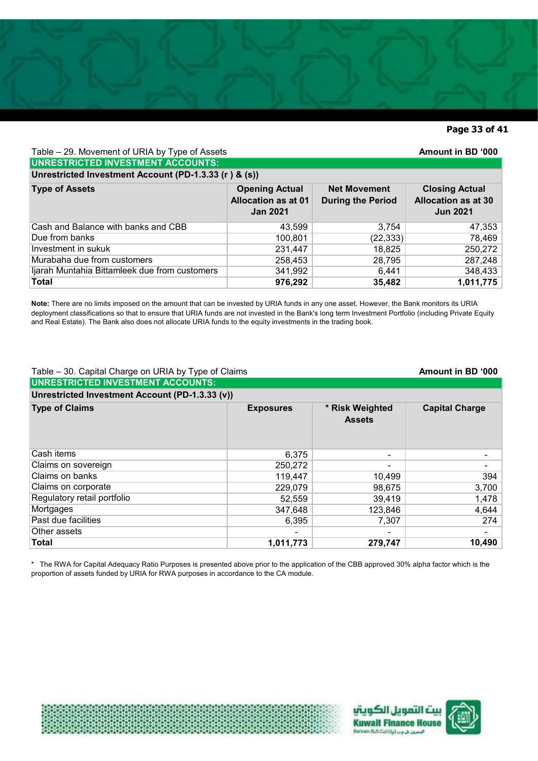Table – 29. Movement of URIA by Type of Assets **Amount in BD '000**

| **UNRESTRICTED INVESTMENT ACCOUNTS:** | | | |
|---|---|---|---|
| **Unrestricted Investment Account (PD-1.3.33 (r ) & (s))** | | | |
| **Type of Assets** | **Opening Actual Allocation as at 01 Jan 2021** | **Net Movement During the Period** | **Closing Actual Allocation as at 30 Jun 2021** |
| Cash and Balance with banks and CBB | 43,599 | 3,754 | 47,353 |
| Due from banks | 100,801 | (22,333) | 78,469 |
| Investment in sukuk | 231,447 | 18,825 | 250,272 |
| Murabaha due from customers | 258,453 | 28,795 | 287,248 |
| Ijarah Muntahia Bittamleek due from customers | 341,992 | 6,441 | 348,433 |
| **Total** | **976,292** | **35,482** | **1,011,775** |

**Note:** There are no limits imposed on the amount that can be invested by URIA funds in any one asset. However, the Bank monitors its URIA deployment classifications so that to ensure that URIA funds are not invested in the Bank's long term Investment Portfolio (including Private Equity and Real Estate). The Bank also does not allocate URIA funds to the equity investments in the trading book.

Table – 30. Capital Charge on URIA by Type of Claims **Amount in BD '000**

| **UNRESTRICTED INVESTMENT ACCOUNTS:** | | | |
|---|---|---|---|
| **Unrestricted Investment Account (PD-1.3.33 (v))** | | | |
| **Type of Claims** | **Exposures** | **\* Risk Weighted Assets** | **Capital Charge** |
| Cash items | 6,375 | - | - |
| Claims on sovereign | 250,272 | - | - |
| Claims on banks | 119,447 | 10,499 | 394 |
| Claims on corporate | 229,079 | 98,675 | 3,700 |
| Regulatory retail portfolio | 52,559 | 39,419 | 1,478 |
| Mortgages | 347,648 | 123,846 | 4,644 |
| Past due facilities | 6,395 | 7,307 | 274 |
| Other assets | - | - | - |
| **Total** | **1,011,773** | **279,747** | **10,490** |

\* The RWA for Capital Adequacy Ratio Purposes is presented above prior to the application of the CBB approved 30% alpha factor which is the proportion of assets funded by URIA for RWA purposes in accordance to the CA module.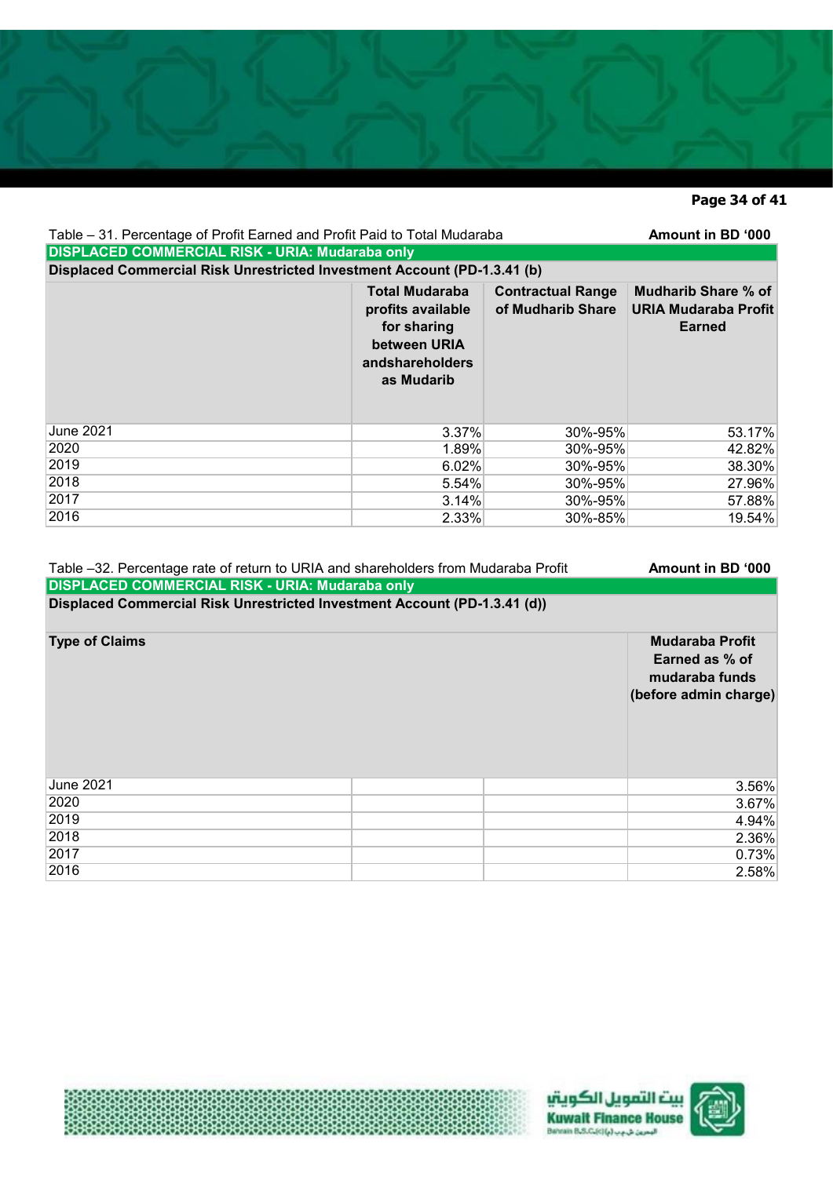Table – 31. Percentage of Profit Earned and Profit Paid to Total Mudaraba **Amount in BD '000**

| DISPLACED COMMERCIAL RISK - URIA: Mudaraba only | | | |
|---|---|---|---|
| **Displaced Commercial Risk Unrestricted Investment Account (PD-1.3.41 (b)** | | | |
| | **Total Mudaraba profits available for sharing between URIA andshareholders as Mudarib** | **Contractual Range of Mudharib Share** | **Mudharib Share % of URIA Mudaraba Profit Earned** |
| June 2021 | 3.37% | 30%-95% | 53.17% |
| 2020 | 1.89% | 30%-95% | 42.82% |
| 2019 | 6.02% | 30%-95% | 38.30% |
| 2018 | 5.54% | 30%-95% | 27.96% |
| 2017 | 3.14% | 30%-95% | 57.88% |
| 2016 | 2.33% | 30%-85% | 19.54% |

Table –32. Percentage rate of return to URIA and shareholders from Mudaraba Profit **Amount in BD '000**

| DISPLACED COMMERCIAL RISK - URIA: Mudaraba only | | | |
|---|---|---|---|
| **Displaced Commercial Risk Unrestricted Investment Account (PD-1.3.41 (d))** | | | |
| **Type of Claims** | | | **Mudaraba Profit Earned as % of mudaraba funds (before admin charge)** |
| June 2021 | | | 3.56% |
| 2020 | | | 3.67% |
| 2019 | | | 4.94% |
| 2018 | | | 2.36% |
| 2017 | | | 0.73% |
| 2016 | | | 2.58% |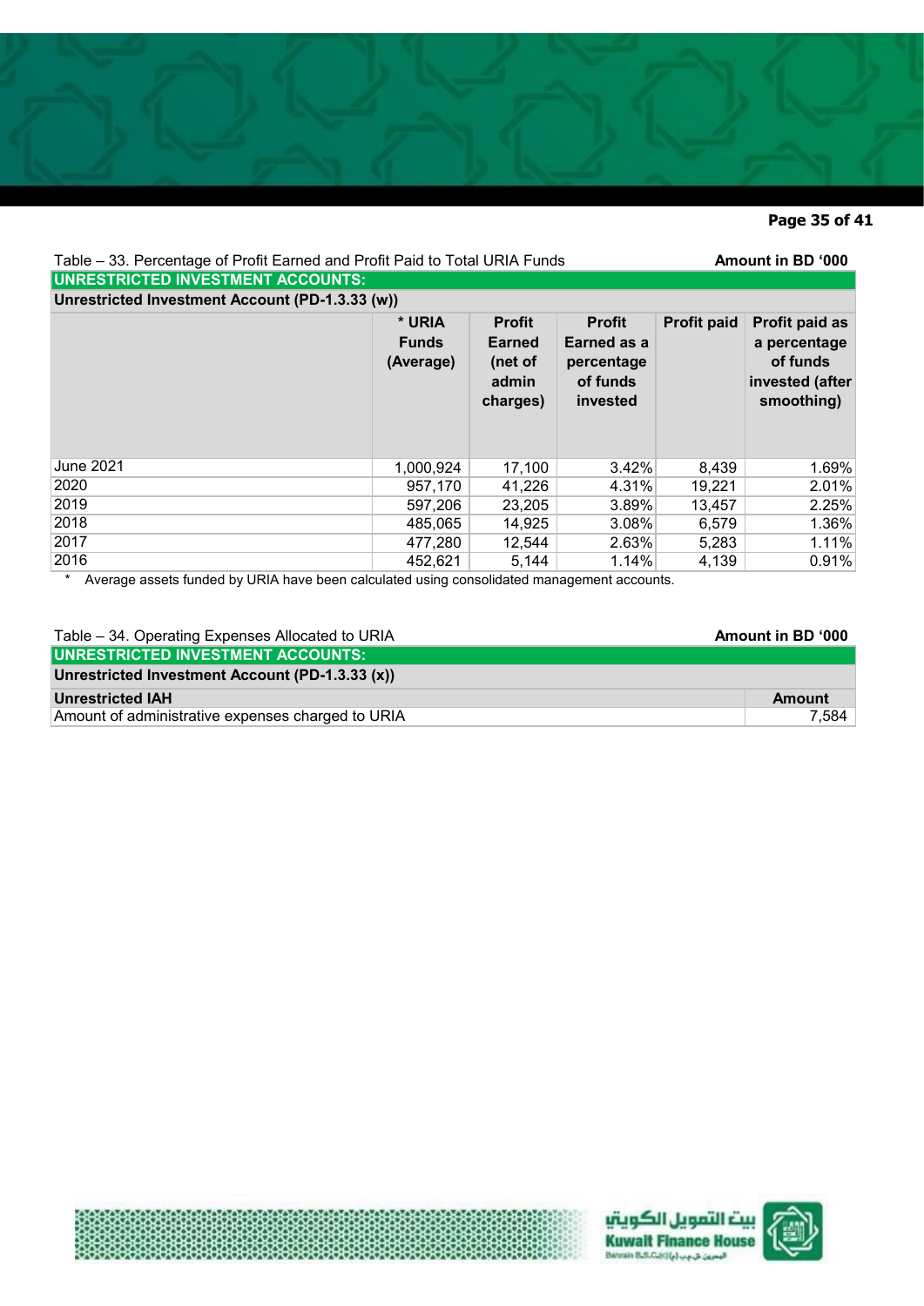Table – 33. Percentage of Profit Earned and Profit Paid to Total URIA Funds **Amount in BD '000**

| **UNRESTRICTED INVESTMENT ACCOUNTS:** | | | | | |
|---|---|---|---|---|---|
| **Unrestricted Investment Account (PD-1.3.33 (w))** | | | | | |
| | **\* URIA Funds (Average)** | **Profit Earned (net of admin charges)** | **Profit Earned as a percentage of funds invested** | **Profit paid** | **Profit paid as a percentage of funds invested (after smoothing)** |
| June 2021 | 1,000,924 | 17,100 | 3.42% | 8,439 | 1.69% |
| 2020 | 957,170 | 41,226 | 4.31% | 19,221 | 2.01% |
| 2019 | 597,206 | 23,205 | 3.89% | 13,457 | 2.25% |
| 2018 | 485,065 | 14,925 | 3.08% | 6,579 | 1.36% |
| 2017 | 477,280 | 12,544 | 2.63% | 5,283 | 1.11% |
| 2016 | 452,621 | 5,144 | 1.14% | 4,139 | 0.91% |

\* Average assets funded by URIA have been calculated using consolidated management accounts.

Table – 34. Operating Expenses Allocated to URIA **Amount in BD '000**

| **UNRESTRICTED INVESTMENT ACCOUNTS:** | |
|---|---|
| **Unrestricted Investment Account (PD-1.3.33 (x))** | |
| **Unrestricted IAH** | **Amount** |
| Amount of administrative expenses charged to URIA | 7,584 |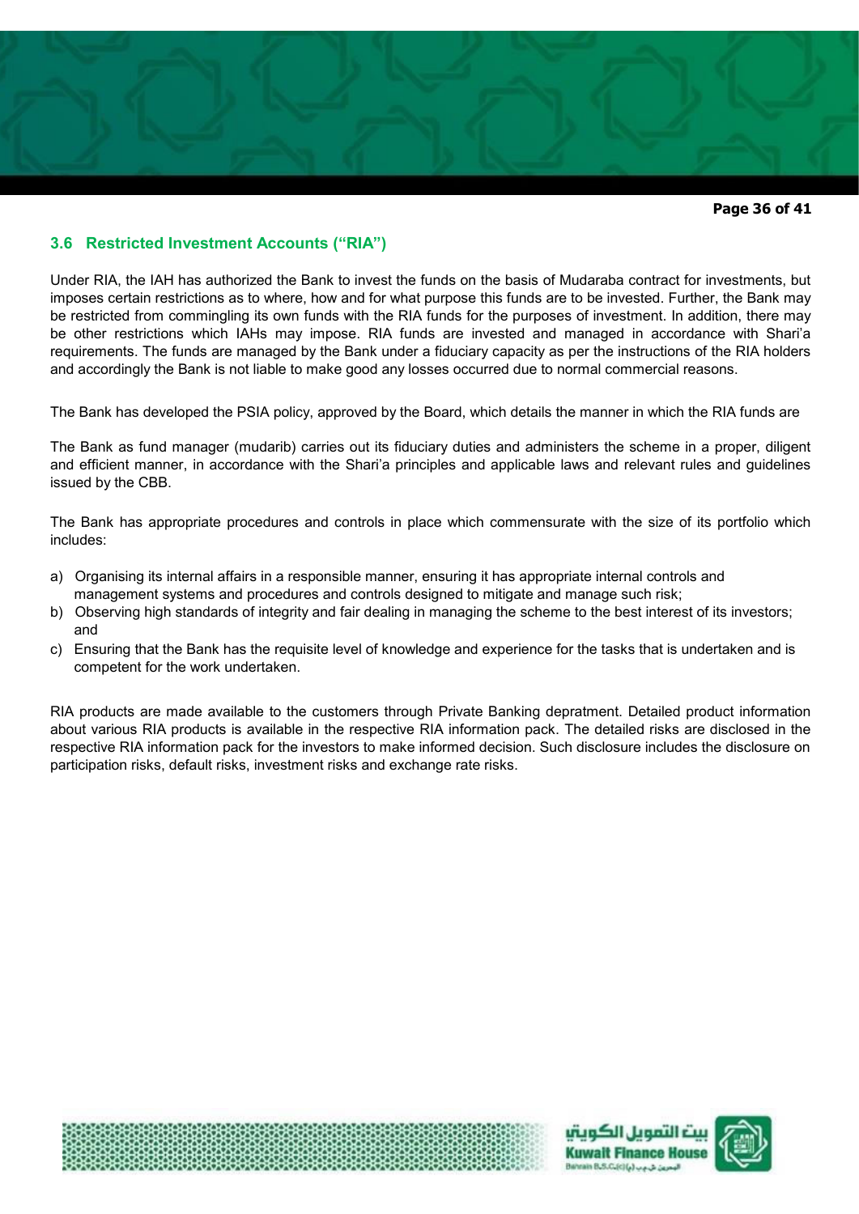## 3.6 Restricted Investment Accounts ("RIA")

Under RIA, the IAH has authorized the Bank to invest the funds on the basis of Mudaraba contract for investments, but imposes certain restrictions as to where, how and for what purpose this funds are to be invested. Further, the Bank may be restricted from commingling its own funds with the RIA funds for the purposes of investment. In addition, there may be other restrictions which IAHs may impose. RIA funds are invested and managed in accordance with Shari'a requirements. The funds are managed by the Bank under a fiduciary capacity as per the instructions of the RIA holders and accordingly the Bank is not liable to make good any losses occurred due to normal commercial reasons.

The Bank has developed the PSIA policy, approved by the Board, which details the manner in which the RIA funds are

The Bank as fund manager (mudarib) carries out its fiduciary duties and administers the scheme in a proper, diligent and efficient manner, in accordance with the Shari'a principles and applicable laws and relevant rules and guidelines issued by the CBB.

The Bank has appropriate procedures and controls in place which commensurate with the size of its portfolio which includes:

a) Organising its internal affairs in a responsible manner, ensuring it has appropriate internal controls and management systems and procedures and controls designed to mitigate and manage such risk;
b) Observing high standards of integrity and fair dealing in managing the scheme to the best interest of its investors; and
c) Ensuring that the Bank has the requisite level of knowledge and experience for the tasks that is undertaken and is competent for the work undertaken.

RIA products are made available to the customers through Private Banking depratment. Detailed product information about various RIA products is available in the respective RIA information pack. The detailed risks are disclosed in the respective RIA information pack for the investors to make informed decision. Such disclosure includes the disclosure on participation risks, default risks, investment risks and exchange rate risks.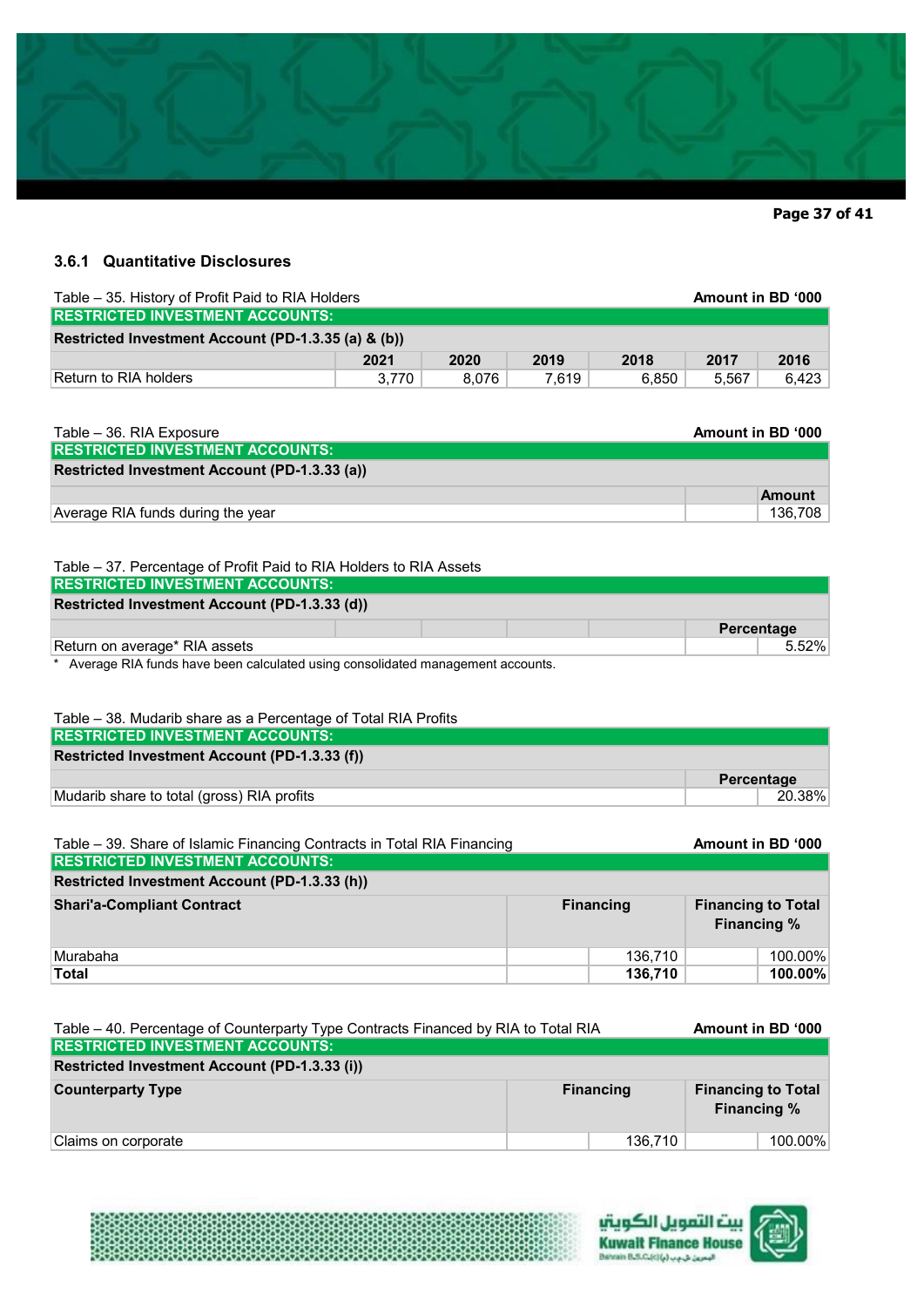### 3.6.1 Quantitative Disclosures

Table – 35. History of Profit Paid to RIA Holders — Amount in BD '000

| RESTRICTED INVESTMENT ACCOUNTS: | | | | | | |
|---|---|---|---|---|---|---|
| **Restricted Investment Account (PD-1.3.35 (a) & (b))** | | | | | | |
| | **2021** | **2020** | **2019** | **2018** | **2017** | **2016** |
| Return to RIA holders | 3,770 | 8,076 | 7,619 | 6,850 | 5,567 | 6,423 |

Table – 36. RIA Exposure — Amount in BD '000

| RESTRICTED INVESTMENT ACCOUNTS: | |
|---|---|
| **Restricted Investment Account (PD-1.3.33 (a))** | |
| | **Amount** |
| Average RIA funds during the year | 136,708 |

Table – 37. Percentage of Profit Paid to RIA Holders to RIA Assets

| RESTRICTED INVESTMENT ACCOUNTS: | |
|---|---|
| **Restricted Investment Account (PD-1.3.33 (d))** | |
| | **Percentage** |
| Return on average* RIA assets | 5.52% |

\* Average RIA funds have been calculated using consolidated management accounts.

Table – 38. Mudarib share as a Percentage of Total RIA Profits

| RESTRICTED INVESTMENT ACCOUNTS: | |
|---|---|
| **Restricted Investment Account (PD-1.3.33 (f))** | |
| | **Percentage** |
| Mudarib share to total (gross) RIA profits | 20.38% |

Table – 39. Share of Islamic Financing Contracts in Total RIA Financing — Amount in BD '000

| RESTRICTED INVESTMENT ACCOUNTS: | | |
|---|---|---|
| **Restricted Investment Account (PD-1.3.33 (h))** | | |
| **Shari'a-Compliant Contract** | **Financing** | **Financing to Total Financing %** |
| Murabaha | 136,710 | 100.00% |
| **Total** | **136,710** | **100.00%** |

Table – 40. Percentage of Counterparty Type Contracts Financed by RIA to Total RIA — Amount in BD '000

| RESTRICTED INVESTMENT ACCOUNTS: | | |
|---|---|---|
| **Restricted Investment Account (PD-1.3.33 (i))** | | |
| **Counterparty Type** | **Financing** | **Financing to Total Financing %** |
| Claims on corporate | 136,710 | 100.00% |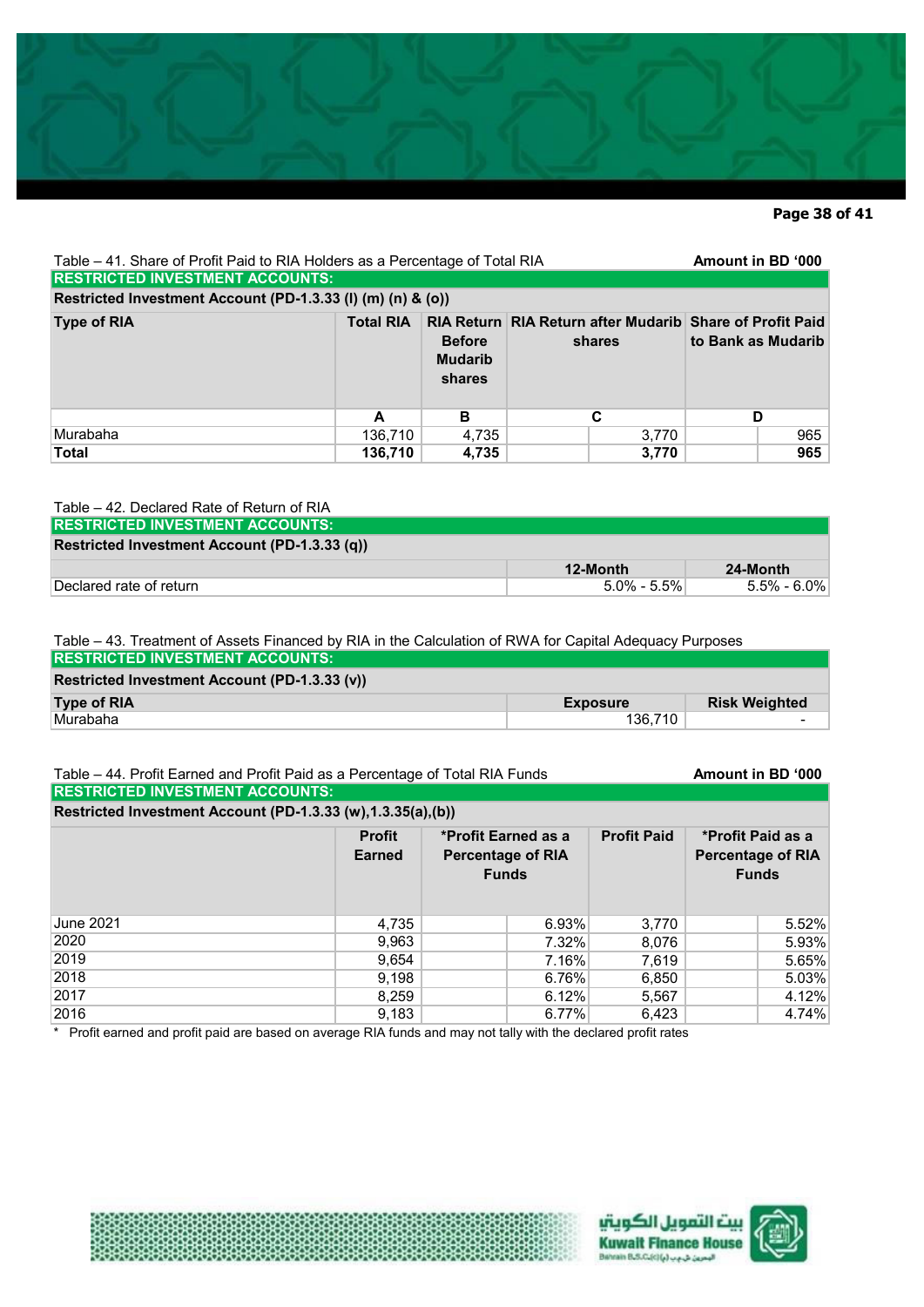Table – 41. Share of Profit Paid to RIA Holders as a Percentage of Total RIA — Amount in BD '000

| RESTRICTED INVESTMENT ACCOUNTS: | | | | |
|---|---|---|---|---|
| **Restricted Investment Account (PD-1.3.33 (l) (m) (n) & (o))** | | | | |
| **Type of RIA** | **Total RIA** | **RIA Return Before Mudarib shares** | **RIA Return after Mudarib shares** | **Share of Profit Paid to Bank as Mudarib** |
| | **A** | **B** | **C** | **D** |
| Murabaha | 136,710 | 4,735 | 3,770 | 965 |
| **Total** | **136,710** | **4,735** | **3,770** | **965** |

Table – 42. Declared Rate of Return of RIA

| RESTRICTED INVESTMENT ACCOUNTS: | | |
|---|---|---|
| **Restricted Investment Account (PD-1.3.33 (q))** | | |
| | **12-Month** | **24-Month** |
| Declared rate of return | 5.0% - 5.5% | 5.5% - 6.0% |

Table – 43. Treatment of Assets Financed by RIA in the Calculation of RWA for Capital Adequacy Purposes

| RESTRICTED INVESTMENT ACCOUNTS: | | |
|---|---|---|
| **Restricted Investment Account (PD-1.3.33 (v))** | | |
| **Type of RIA** | **Exposure** | **Risk Weighted** |
| Murabaha | 136,710 | - |

Table – 44. Profit Earned and Profit Paid as a Percentage of Total RIA Funds — Amount in BD '000

| RESTRICTED INVESTMENT ACCOUNTS: | | | | |
|---|---|---|---|---|
| **Restricted Investment Account (PD-1.3.33 (w),1.3.35(a),(b))** | | | | |
| | **Profit Earned** | ***Profit Earned as a Percentage of RIA Funds** | **Profit Paid** | ***Profit Paid as a Percentage of RIA Funds** |
| June 2021 | 4,735 | 6.93% | 3,770 | 5.52% |
| 2020 | 9,963 | 7.32% | 8,076 | 5.93% |
| 2019 | 9,654 | 7.16% | 7,619 | 5.65% |
| 2018 | 9,198 | 6.76% | 6,850 | 5.03% |
| 2017 | 8,259 | 6.12% | 5,567 | 4.12% |
| 2016 | 9,183 | 6.77% | 6,423 | 4.74% |

\* Profit earned and profit paid are based on average RIA funds and may not tally with the declared profit rates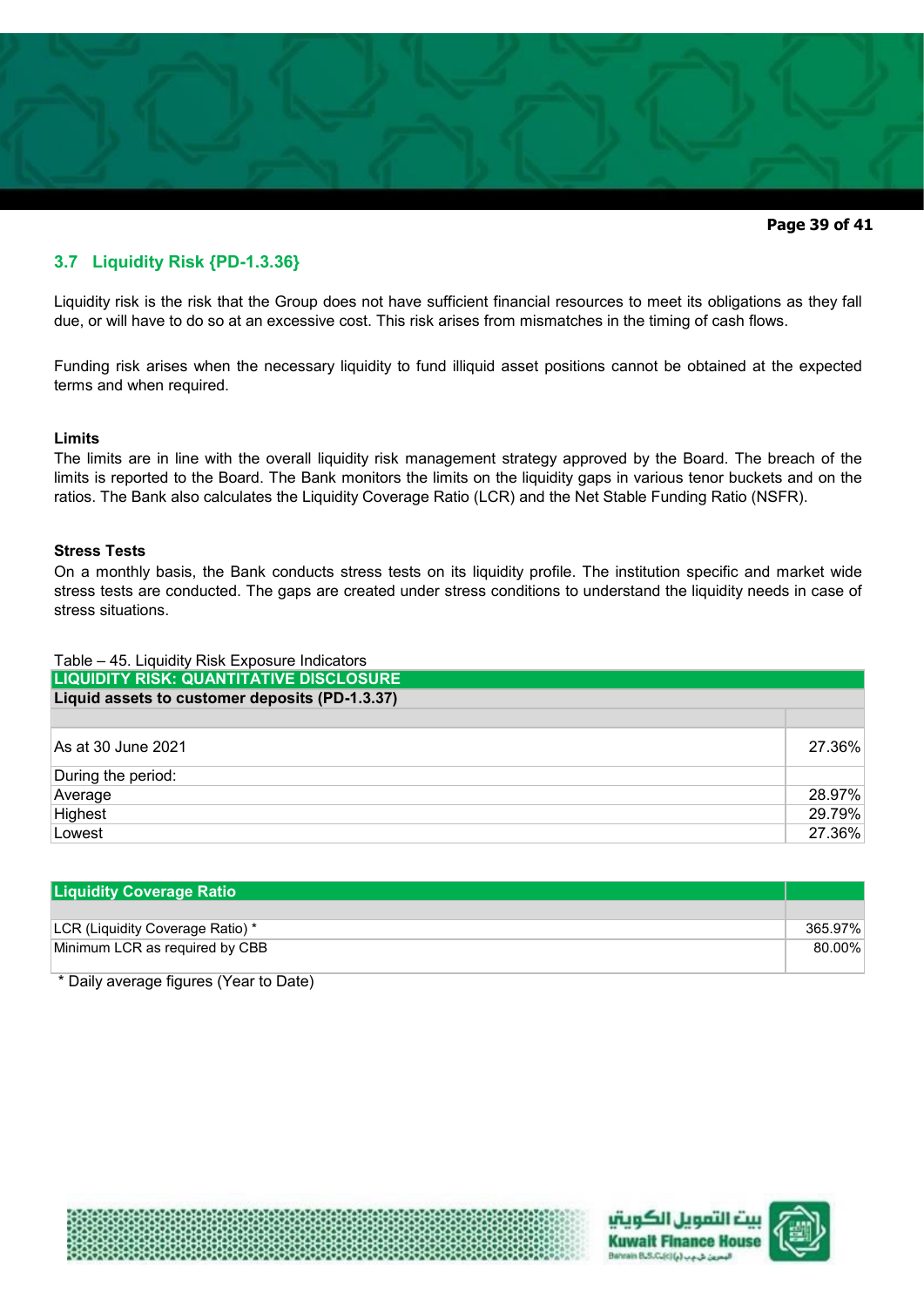## 3.7 Liquidity Risk {PD-1.3.36}

Liquidity risk is the risk that the Group does not have sufficient financial resources to meet its obligations as they fall due, or will have to do so at an excessive cost. This risk arises from mismatches in the timing of cash flows.

Funding risk arises when the necessary liquidity to fund illiquid asset positions cannot be obtained at the expected terms and when required.

**Limits**

The limits are in line with the overall liquidity risk management strategy approved by the Board. The breach of the limits is reported to the Board. The Bank monitors the limits on the liquidity gaps in various tenor buckets and on the ratios. The Bank also calculates the Liquidity Coverage Ratio (LCR) and the Net Stable Funding Ratio (NSFR).

**Stress Tests**

On a monthly basis, the Bank conducts stress tests on its liquidity profile. The institution specific and market wide stress tests are conducted. The gaps are created under stress conditions to understand the liquidity needs in case of stress situations.

Table – 45. Liquidity Risk Exposure Indicators

| LIQUIDITY RISK: QUANTITATIVE DISCLOSURE | |
|---|---|
| **Liquid assets to customer deposits (PD-1.3.37)** | |
| | |
| As at 30 June 2021 | 27.36% |
| During the period: | |
| Average | 28.97% |
| Highest | 29.79% |
| Lowest | 27.36% |

| Liquidity Coverage Ratio | |
|---|---|
| | |
| LCR (Liquidity Coverage Ratio) * | 365.97% |
| Minimum LCR as required by CBB | 80.00% |

\* Daily average figures (Year to Date)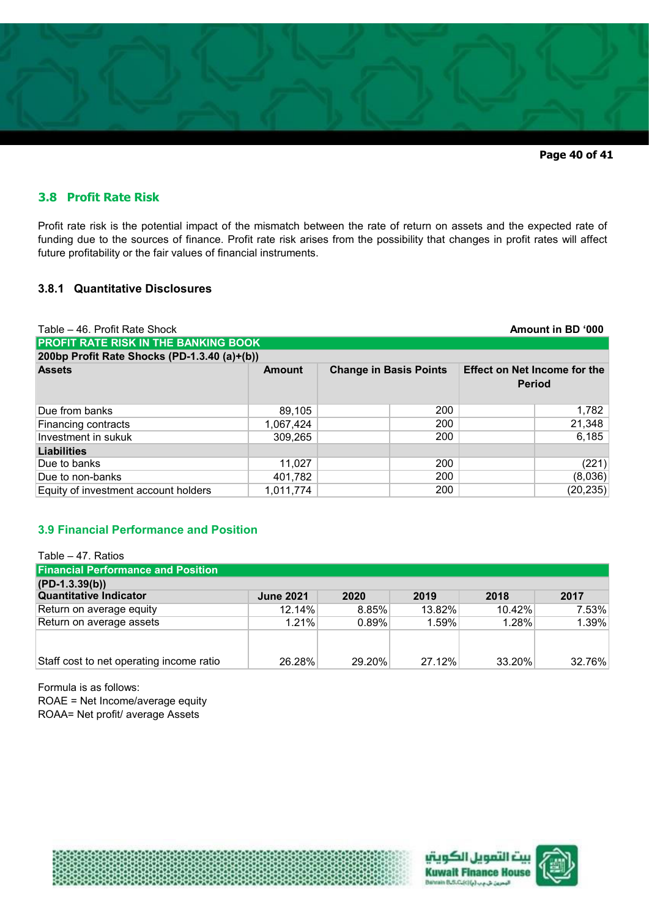## 3.8 Profit Rate Risk

Profit rate risk is the potential impact of the mismatch between the rate of return on assets and the expected rate of funding due to the sources of finance. Profit rate risk arises from the possibility that changes in profit rates will affect future profitability or the fair values of financial instruments.

### 3.8.1 Quantitative Disclosures

Table – 46. Profit Rate Shock

**Amount in BD '000**

| PROFIT RATE RISK IN THE BANKING BOOK | | | |
|---|---|---|---|
| **200bp Profit Rate Shocks (PD-1.3.40 (a)+(b))** | | | |
| **Assets** | **Amount** | **Change in Basis Points** | **Effect on Net Income for the Period** |
| Due from banks | 89,105 | 200 | 1,782 |
| Financing contracts | 1,067,424 | 200 | 21,348 |
| Investment in sukuk | 309,265 | 200 | 6,185 |
| **Liabilities** | | | |
| Due to banks | 11,027 | 200 | (221) |
| Due to non-banks | 401,782 | 200 | (8,036) |
| Equity of investment account holders | 1,011,774 | 200 | (20,235) |

## 3.9 Financial Performance and Position

Table – 47. Ratios

| Financial Performance and Position | | | | | |
|---|---|---|---|---|---|
| **(PD-1.3.39(b))** | | | | | |
| **Quantitative Indicator** | **June 2021** | **2020** | **2019** | **2018** | **2017** |
| Return on average equity | 12.14% | 8.85% | 13.82% | 10.42% | 7.53% |
| Return on average assets | 1.21% | 0.89% | 1.59% | 1.28% | 1.39% |
| Staff cost to net operating income ratio | 26.28% | 29.20% | 27.12% | 33.20% | 32.76% |

Formula is as follows:
ROAE = Net Income/average equity
ROAA= Net profit/ average Assets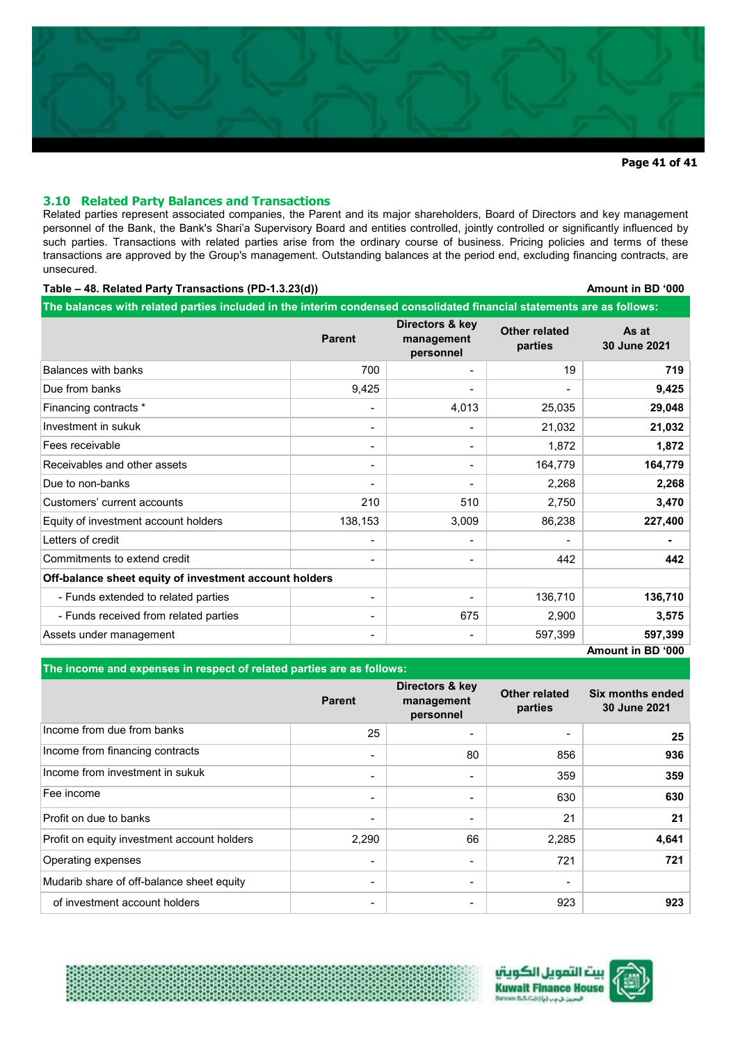## 3.10 Related Party Balances and Transactions

Related parties represent associated companies, the Parent and its major shareholders, Board of Directors and key management personnel of the Bank, the Bank's Shari'a Supervisory Board and entities controlled, jointly controlled or significantly influenced by such parties. Transactions with related parties arise from the ordinary course of business. Pricing policies and terms of these transactions are approved by the Group's management. Outstanding balances at the period end, excluding financing contracts, are unsecured.

**Table – 48. Related Party Transactions (PD-1.3.23(d))** **Amount in BD '000**

**The balances with related parties included in the interim condensed consolidated financial statements are as follows:**

| | Parent | Directors & key management personnel | Other related parties | As at 30 June 2021 |
|---|---|---|---|---|
| Balances with banks | 700 | - | 19 | **719** |
| Due from banks | 9,425 | - | - | **9,425** |
| Financing contracts * | - | 4,013 | 25,035 | **29,048** |
| Investment in sukuk | - | - | 21,032 | **21,032** |
| Fees receivable | - | - | 1,872 | **1,872** |
| Receivables and other assets | - | - | 164,779 | **164,779** |
| Due to non-banks | - | - | 2,268 | **2,268** |
| Customers' current accounts | 210 | 510 | 2,750 | **3,470** |
| Equity of investment account holders | 138,153 | 3,009 | 86,238 | **227,400** |
| Letters of credit | - | - | - | **-** |
| Commitments to extend credit | - | - | 442 | **442** |
| **Off-balance sheet equity of investment account holders** | | | | |
| - Funds extended to related parties | - | - | 136,710 | **136,710** |
| - Funds received from related parties | - | 675 | 2,900 | **3,575** |
| Assets under management | - | - | 597,399 | **597,399** |

**Amount in BD '000**

**The income and expenses in respect of related parties are as follows:**

| | Parent | Directors & key management personnel | Other related parties | Six months ended 30 June 2021 |
|---|---|---|---|---|
| Income from due from banks | 25 | - | - | **25** |
| Income from financing contracts | - | 80 | 856 | **936** |
| Income from investment in sukuk | - | - | 359 | **359** |
| Fee income | - | - | 630 | **630** |
| Profit on due to banks | - | - | 21 | **21** |
| Profit on equity investment account holders | 2,290 | 66 | 2,285 | **4,641** |
| Operating expenses | - | - | 721 | **721** |
| Mudarib share of off-balance sheet equity | - | - | - | |
| of investment account holders | - | - | 923 | **923** |